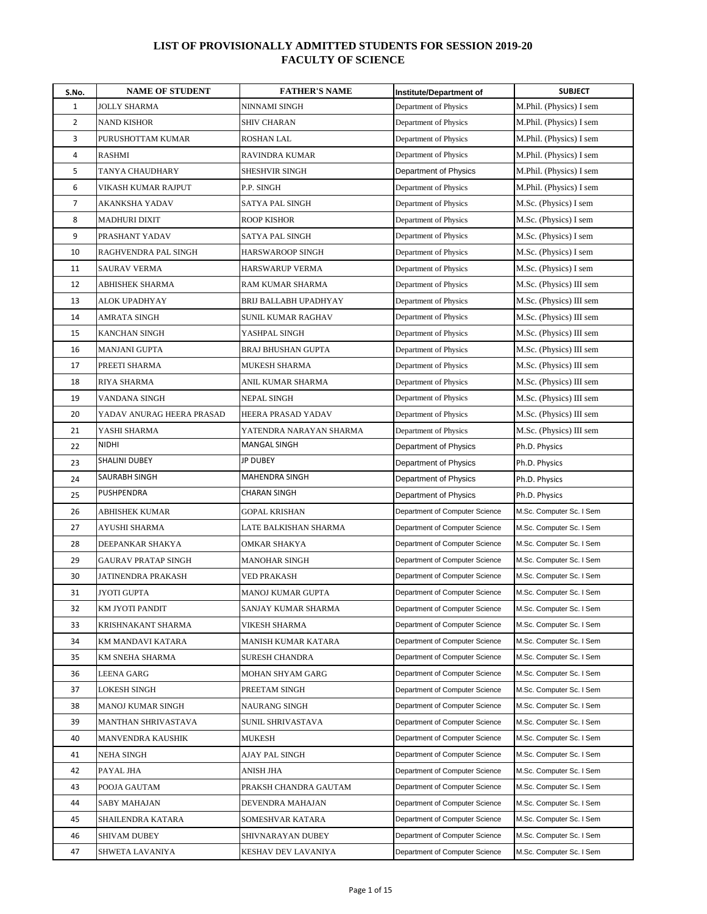# LIST OF PROVISIONALLY ADMITTED STUDENTS FOR SESSION 2019-20
## FACULTY OF SCIENCE

| S.No. | NAME OF STUDENT | FATHER'S NAME | Institute/Department of | SUBJECT |
|---|---|---|---|---|
| 1 | JOLLY SHARMA | NINNAMI SINGH | Department of Physics | M.Phil. (Physics) I sem |
| 2 | NAND KISHOR | SHIV CHARAN | Department of Physics | M.Phil. (Physics) I sem |
| 3 | PURUSHOTTAM KUMAR | ROSHAN LAL | Department of Physics | M.Phil. (Physics) I sem |
| 4 | RASHMI | RAVINDRA KUMAR | Department of Physics | M.Phil. (Physics) I sem |
| 5 | TANYA CHAUDHARY | SHESHVIR SINGH | Department of Physics | M.Phil. (Physics) I sem |
| 6 | VIKASH KUMAR RAJPUT | P.P. SINGH | Department of Physics | M.Phil. (Physics) I sem |
| 7 | AKANKSHA YADAV | SATYA PAL SINGH | Department of Physics | M.Sc. (Physics) I sem |
| 8 | MADHURI DIXIT | ROOP KISHOR | Department of Physics | M.Sc. (Physics) I sem |
| 9 | PRASHANT YADAV | SATYA PAL SINGH | Department of Physics | M.Sc. (Physics) I sem |
| 10 | RAGHVENDRA PAL SINGH | HARSWAROOP SINGH | Department of Physics | M.Sc. (Physics) I sem |
| 11 | SAURAV VERMA | HARSWARUP VERMA | Department of Physics | M.Sc. (Physics) I sem |
| 12 | ABHISHEK SHARMA | RAM KUMAR SHARMA | Department of Physics | M.Sc. (Physics) III sem |
| 13 | ALOK UPADHYAY | BRIJ BALLABH UPADHYAY | Department of Physics | M.Sc. (Physics) III sem |
| 14 | AMRATA SINGH | SUNIL KUMAR RAGHAV | Department of Physics | M.Sc. (Physics) III sem |
| 15 | KANCHAN SINGH | YASHPAL SINGH | Department of Physics | M.Sc. (Physics) III sem |
| 16 | MANJANI GUPTA | BRAJ BHUSHAN GUPTA | Department of Physics | M.Sc. (Physics) III sem |
| 17 | PREETI SHARMA | MUKESH SHARMA | Department of Physics | M.Sc. (Physics) III sem |
| 18 | RIYA SHARMA | ANIL KUMAR SHARMA | Department of Physics | M.Sc. (Physics) III sem |
| 19 | VANDANA SINGH | NEPAL SINGH | Department of Physics | M.Sc. (Physics) III sem |
| 20 | YADAV ANURAG HEERA PRASAD | HEERA PRASAD YADAV | Department of Physics | M.Sc. (Physics) III sem |
| 21 | YASHI SHARMA | YATENDRA NARAYAN SHARMA | Department of Physics | M.Sc. (Physics) III sem |
| 22 | NIDHI | MANGAL SINGH | Department of Physics | Ph.D. Physics |
| 23 | SHALINI DUBEY | JP DUBEY | Department of Physics | Ph.D. Physics |
| 24 | SAURABH SINGH | MAHENDRA SINGH | Department of Physics | Ph.D. Physics |
| 25 | PUSHPENDRA | CHARAN SINGH | Department of Physics | Ph.D. Physics |
| 26 | ABHISHEK KUMAR | GOPAL KRISHAN | Department of Computer Science | M.Sc. Computer Sc. I Sem |
| 27 | AYUSHI SHARMA | LATE BALKISHAN SHARMA | Department of Computer Science | M.Sc. Computer Sc. I Sem |
| 28 | DEEPANKAR SHAKYA | OMKAR SHAKYA | Department of Computer Science | M.Sc. Computer Sc. I Sem |
| 29 | GAURAV PRATAP SINGH | MANOHAR SINGH | Department of Computer Science | M.Sc. Computer Sc. I Sem |
| 30 | JATINENDRA PRAKASH | VED PRAKASH | Department of Computer Science | M.Sc. Computer Sc. I Sem |
| 31 | JYOTI GUPTA | MANOJ KUMAR GUPTA | Department of Computer Science | M.Sc. Computer Sc. I Sem |
| 32 | KM JYOTI PANDIT | SANJAY KUMAR SHARMA | Department of Computer Science | M.Sc. Computer Sc. I Sem |
| 33 | KRISHNAKANT SHARMA | VIKESH SHARMA | Department of Computer Science | M.Sc. Computer Sc. I Sem |
| 34 | KM MANDAVI KATARA | MANISH KUMAR KATARA | Department of Computer Science | M.Sc. Computer Sc. I Sem |
| 35 | KM SNEHA SHARMA | SURESH CHANDRA | Department of Computer Science | M.Sc. Computer Sc. I Sem |
| 36 | LEENA GARG | MOHAN SHYAM GARG | Department of Computer Science | M.Sc. Computer Sc. I Sem |
| 37 | LOKESH SINGH | PREETAM SINGH | Department of Computer Science | M.Sc. Computer Sc. I Sem |
| 38 | MANOJ KUMAR SINGH | NAURANG SINGH | Department of Computer Science | M.Sc. Computer Sc. I Sem |
| 39 | MANTHAN SHRIVASTAVA | SUNIL SHRIVASTAVA | Department of Computer Science | M.Sc. Computer Sc. I Sem |
| 40 | MANVENDRA KAUSHIK | MUKESH | Department of Computer Science | M.Sc. Computer Sc. I Sem |
| 41 | NEHA SINGH | AJAY PAL SINGH | Department of Computer Science | M.Sc. Computer Sc. I Sem |
| 42 | PAYAL JHA | ANISH JHA | Department of Computer Science | M.Sc. Computer Sc. I Sem |
| 43 | POOJA GAUTAM | PRAKSH CHANDRA GAUTAM | Department of Computer Science | M.Sc. Computer Sc. I Sem |
| 44 | SABY MAHAJAN | DEVENDRA MAHAJAN | Department of Computer Science | M.Sc. Computer Sc. I Sem |
| 45 | SHAILENDRA KATARA | SOMESHVAR KATARA | Department of Computer Science | M.Sc. Computer Sc. I Sem |
| 46 | SHIVAM DUBEY | SHIVNARAYAN DUBEY | Department of Computer Science | M.Sc. Computer Sc. I Sem |
| 47 | SHWETA LAVANIYA | KESHAV DEV LAVANIYA | Department of Computer Science | M.Sc. Computer Sc. I Sem |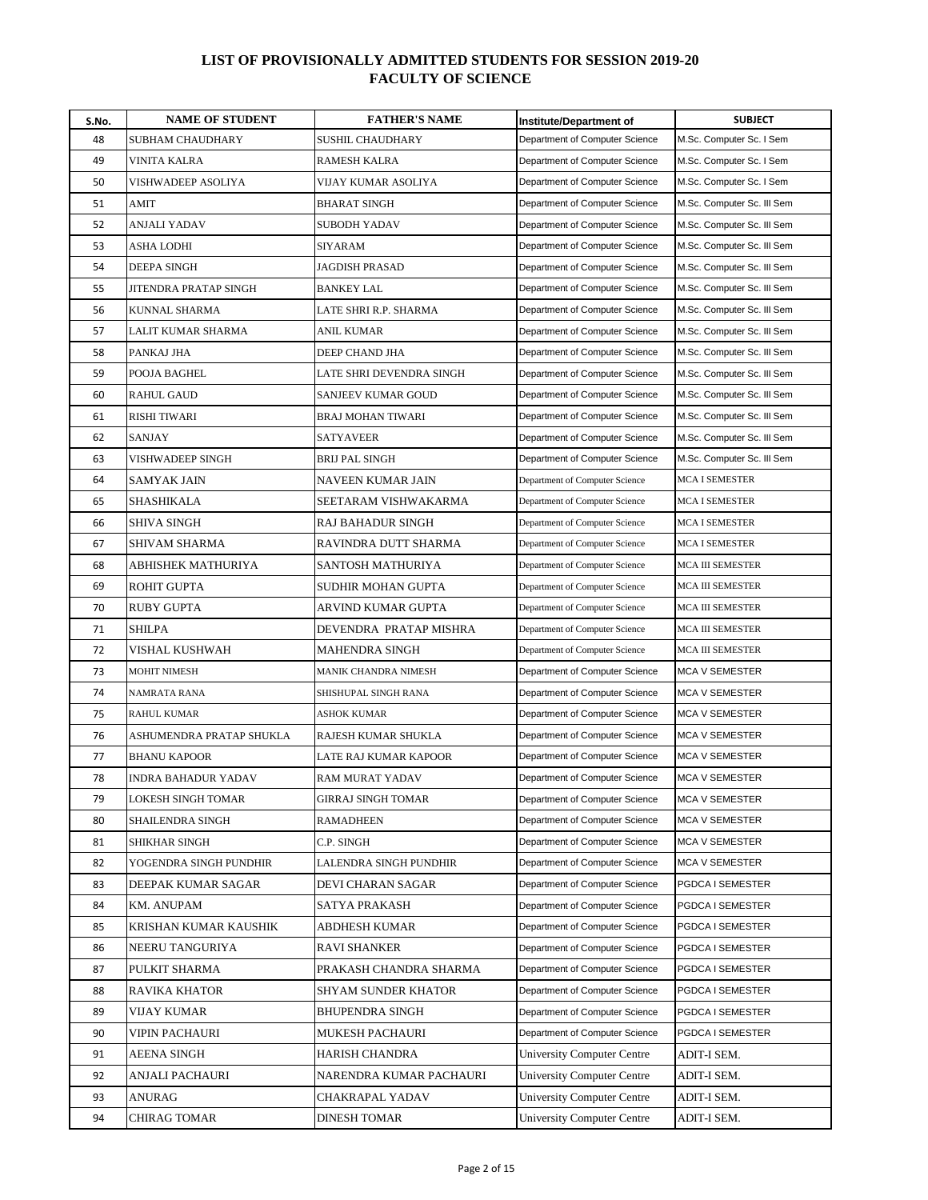# LIST OF PROVISIONALLY ADMITTED STUDENTS FOR SESSION 2019-20
## FACULTY OF SCIENCE

| S.No. | NAME OF STUDENT | FATHER'S NAME | Institute/Department of | SUBJECT |
|---|---|---|---|---|
| 48 | SUBHAM CHAUDHARY | SUSHIL CHAUDHARY | Department of Computer Science | M.Sc. Computer Sc. I Sem |
| 49 | VINITA KALRA | RAMESH KALRA | Department of Computer Science | M.Sc. Computer Sc. I Sem |
| 50 | VISHWADEEP ASOLIYA | VIJAY KUMAR ASOLIYA | Department of Computer Science | M.Sc. Computer Sc. I Sem |
| 51 | AMIT | BHARAT SINGH | Department of Computer Science | M.Sc. Computer Sc. III Sem |
| 52 | ANJALI YADAV | SUBODH YADAV | Department of Computer Science | M.Sc. Computer Sc. III Sem |
| 53 | ASHA LODHI | SIYARAM | Department of Computer Science | M.Sc. Computer Sc. III Sem |
| 54 | DEEPA SINGH | JAGDISH PRASAD | Department of Computer Science | M.Sc. Computer Sc. III Sem |
| 55 | JITENDRA PRATAP SINGH | BANKEY LAL | Department of Computer Science | M.Sc. Computer Sc. III Sem |
| 56 | KUNNAL SHARMA | LATE SHRI R.P. SHARMA | Department of Computer Science | M.Sc. Computer Sc. III Sem |
| 57 | LALIT KUMAR SHARMA | ANIL KUMAR | Department of Computer Science | M.Sc. Computer Sc. III Sem |
| 58 | PANKAJ JHA | DEEP CHAND JHA | Department of Computer Science | M.Sc. Computer Sc. III Sem |
| 59 | POOJA BAGHEL | LATE SHRI DEVENDRA SINGH | Department of Computer Science | M.Sc. Computer Sc. III Sem |
| 60 | RAHUL GAUD | SANJEEV KUMAR GOUD | Department of Computer Science | M.Sc. Computer Sc. III Sem |
| 61 | RISHI TIWARI | BRAJ MOHAN TIWARI | Department of Computer Science | M.Sc. Computer Sc. III Sem |
| 62 | SANJAY | SATYAVEER | Department of Computer Science | M.Sc. Computer Sc. III Sem |
| 63 | VISHWADEEP SINGH | BRIJ PAL SINGH | Department of Computer Science | M.Sc. Computer Sc. III Sem |
| 64 | SAMYAK JAIN | NAVEEN KUMAR JAIN | Department of Computer Science | MCA I SEMESTER |
| 65 | SHASHIKALA | SEETARAM VISHWAKARMA | Department of Computer Science | MCA I SEMESTER |
| 66 | SHIVA SINGH | RAJ BAHADUR SINGH | Department of Computer Science | MCA I SEMESTER |
| 67 | SHIVAM SHARMA | RAVINDRA DUTT SHARMA | Department of Computer Science | MCA I SEMESTER |
| 68 | ABHISHEK MATHURIYA | SANTOSH MATHURIYA | Department of Computer Science | MCA III SEMESTER |
| 69 | ROHIT GUPTA | SUDHIR MOHAN GUPTA | Department of Computer Science | MCA III SEMESTER |
| 70 | RUBY GUPTA | ARVIND KUMAR GUPTA | Department of Computer Science | MCA III SEMESTER |
| 71 | SHILPA | DEVENDRA PRATAP MISHRA | Department of Computer Science | MCA III SEMESTER |
| 72 | VISHAL KUSHWAH | MAHENDRA SINGH | Department of Computer Science | MCA III SEMESTER |
| 73 | MOHIT NIMESH | MANIK CHANDRA NIMESH | Department of Computer Science | MCA V SEMESTER |
| 74 | NAMRATA RANA | SHISHUPAL SINGH RANA | Department of Computer Science | MCA V SEMESTER |
| 75 | RAHUL KUMAR | ASHOK KUMAR | Department of Computer Science | MCA V SEMESTER |
| 76 | ASHUMENDRA PRATAP SHUKLA | RAJESH KUMAR SHUKLA | Department of Computer Science | MCA V SEMESTER |
| 77 | BHANU KAPOOR | LATE RAJ KUMAR KAPOOR | Department of Computer Science | MCA V SEMESTER |
| 78 | INDRA BAHADUR YADAV | RAM MURAT YADAV | Department of Computer Science | MCA V SEMESTER |
| 79 | LOKESH SINGH TOMAR | GIRRAJ SINGH TOMAR | Department of Computer Science | MCA V SEMESTER |
| 80 | SHAILENDRA SINGH | RAMADHEEN | Department of Computer Science | MCA V SEMESTER |
| 81 | SHIKHAR SINGH | C.P. SINGH | Department of Computer Science | MCA V SEMESTER |
| 82 | YOGENDRA SINGH PUNDHIR | LALENDRA SINGH PUNDHIR | Department of Computer Science | MCA V SEMESTER |
| 83 | DEEPAK KUMAR SAGAR | DEVI CHARAN SAGAR | Department of Computer Science | PGDCA I SEMESTER |
| 84 | KM. ANUPAM | SATYA PRAKASH | Department of Computer Science | PGDCA I SEMESTER |
| 85 | KRISHAN KUMAR KAUSHIK | ABDHESH KUMAR | Department of Computer Science | PGDCA I SEMESTER |
| 86 | NEERU TANGURIYA | RAVI SHANKER | Department of Computer Science | PGDCA I SEMESTER |
| 87 | PULKIT SHARMA | PRAKASH CHANDRA SHARMA | Department of Computer Science | PGDCA I SEMESTER |
| 88 | RAVIKA KHATOR | SHYAM SUNDER KHATOR | Department of Computer Science | PGDCA I SEMESTER |
| 89 | VIJAY KUMAR | BHUPENDRA SINGH | Department of Computer Science | PGDCA I SEMESTER |
| 90 | VIPIN PACHAURI | MUKESH PACHAURI | Department of Computer Science | PGDCA I SEMESTER |
| 91 | AEENA SINGH | HARISH CHANDRA | University Computer Centre | ADIT-I SEM. |
| 92 | ANJALI PACHAURI | NARENDRA KUMAR PACHAURI | University Computer Centre | ADIT-I SEM. |
| 93 | ANURAG | CHAKRAPAL YADAV | University Computer Centre | ADIT-I SEM. |
| 94 | CHIRAG TOMAR | DINESH TOMAR | University Computer Centre | ADIT-I SEM. |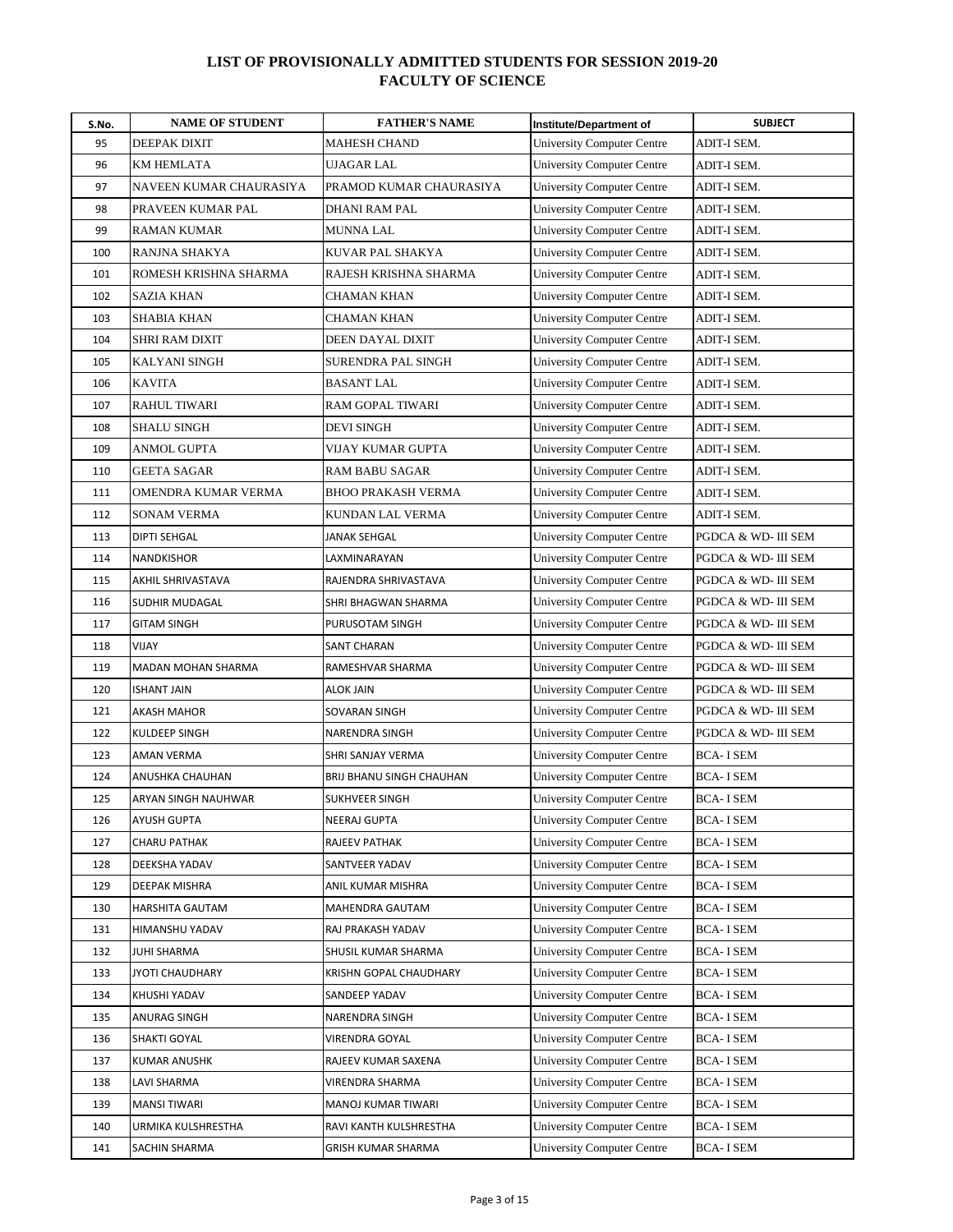## LIST OF PROVISIONALLY ADMITTED STUDENTS FOR SESSION 2019-20
## FACULTY OF SCIENCE

| S.No. | NAME OF STUDENT | FATHER'S NAME | Institute/Department of | SUBJECT |
|---|---|---|---|---|
| 95 | DEEPAK DIXIT | MAHESH CHAND | University Computer Centre | ADIT-I SEM. |
| 96 | KM HEMLATA | UJAGAR LAL | University Computer Centre | ADIT-I SEM. |
| 97 | NAVEEN KUMAR CHAURASIYA | PRAMOD KUMAR CHAURASIYA | University Computer Centre | ADIT-I SEM. |
| 98 | PRAVEEN KUMAR PAL | DHANI RAM PAL | University Computer Centre | ADIT-I SEM. |
| 99 | RAMAN KUMAR | MUNNA LAL | University Computer Centre | ADIT-I SEM. |
| 100 | RANJNA SHAKYA | KUVAR PAL SHAKYA | University Computer Centre | ADIT-I SEM. |
| 101 | ROMESH KRISHNA SHARMA | RAJESH KRISHNA SHARMA | University Computer Centre | ADIT-I SEM. |
| 102 | SAZIA KHAN | CHAMAN KHAN | University Computer Centre | ADIT-I SEM. |
| 103 | SHABIA KHAN | CHAMAN KHAN | University Computer Centre | ADIT-I SEM. |
| 104 | SHRI RAM DIXIT | DEEN DAYAL DIXIT | University Computer Centre | ADIT-I SEM. |
| 105 | KALYANI SINGH | SURENDRA PAL SINGH | University Computer Centre | ADIT-I SEM. |
| 106 | KAVITA | BASANT LAL | University Computer Centre | ADIT-I SEM. |
| 107 | RAHUL TIWARI | RAM GOPAL TIWARI | University Computer Centre | ADIT-I SEM. |
| 108 | SHALU SINGH | DEVI SINGH | University Computer Centre | ADIT-I SEM. |
| 109 | ANMOL GUPTA | VIJAY KUMAR GUPTA | University Computer Centre | ADIT-I SEM. |
| 110 | GEETA SAGAR | RAM BABU SAGAR | University Computer Centre | ADIT-I SEM. |
| 111 | OMENDRA KUMAR VERMA | BHOO PRAKASH VERMA | University Computer Centre | ADIT-I SEM. |
| 112 | SONAM VERMA | KUNDAN LAL VERMA | University Computer Centre | ADIT-I SEM. |
| 113 | DIPTI SEHGAL | JANAK SEHGAL | University Computer Centre | PGDCA & WD- III SEM |
| 114 | NANDKISHOR | LAXMINARAYAN | University Computer Centre | PGDCA & WD- III SEM |
| 115 | AKHIL SHRIVASTAVA | RAJENDRA SHRIVASTAVA | University Computer Centre | PGDCA & WD- III SEM |
| 116 | SUDHIR MUDAGAL | SHRI BHAGWAN SHARMA | University Computer Centre | PGDCA & WD- III SEM |
| 117 | GITAM SINGH | PURUSOTAM SINGH | University Computer Centre | PGDCA & WD- III SEM |
| 118 | VIJAY | SANT CHARAN | University Computer Centre | PGDCA & WD- III SEM |
| 119 | MADAN MOHAN SHARMA | RAMESHVAR SHARMA | University Computer Centre | PGDCA & WD- III SEM |
| 120 | ISHANT JAIN | ALOK JAIN | University Computer Centre | PGDCA & WD- III SEM |
| 121 | AKASH MAHOR | SOVARAN SINGH | University Computer Centre | PGDCA & WD- III SEM |
| 122 | KULDEEP SINGH | NARENDRA SINGH | University Computer Centre | PGDCA & WD- III SEM |
| 123 | AMAN VERMA | SHRI SANJAY VERMA | University Computer Centre | BCA- I SEM |
| 124 | ANUSHKA CHAUHAN | BRIJ BHANU SINGH CHAUHAN | University Computer Centre | BCA- I SEM |
| 125 | ARYAN SINGH NAUHWAR | SUKHVEER SINGH | University Computer Centre | BCA- I SEM |
| 126 | AYUSH GUPTA | NEERAJ GUPTA | University Computer Centre | BCA- I SEM |
| 127 | CHARU PATHAK | RAJEEV PATHAK | University Computer Centre | BCA- I SEM |
| 128 | DEEKSHA YADAV | SANTVEER YADAV | University Computer Centre | BCA- I SEM |
| 129 | DEEPAK MISHRA | ANIL KUMAR MISHRA | University Computer Centre | BCA- I SEM |
| 130 | HARSHITA GAUTAM | MAHENDRA GAUTAM | University Computer Centre | BCA- I SEM |
| 131 | HIMANSHU YADAV | RAJ PRAKASH YADAV | University Computer Centre | BCA- I SEM |
| 132 | JUHI SHARMA | SHUSIL KUMAR SHARMA | University Computer Centre | BCA- I SEM |
| 133 | JYOTI CHAUDHARY | KRISHN GOPAL CHAUDHARY | University Computer Centre | BCA- I SEM |
| 134 | KHUSHI YADAV | SANDEEP YADAV | University Computer Centre | BCA- I SEM |
| 135 | ANURAG SINGH | NARENDRA SINGH | University Computer Centre | BCA- I SEM |
| 136 | SHAKTI GOYAL | VIRENDRA GOYAL | University Computer Centre | BCA- I SEM |
| 137 | KUMAR ANUSHK | RAJEEV KUMAR SAXENA | University Computer Centre | BCA- I SEM |
| 138 | LAVI SHARMA | VIRENDRA SHARMA | University Computer Centre | BCA- I SEM |
| 139 | MANSI TIWARI | MANOJ KUMAR TIWARI | University Computer Centre | BCA- I SEM |
| 140 | URMIKA KULSHRESTHA | RAVI KANTH KULSHRESTHA | University Computer Centre | BCA- I SEM |
| 141 | SACHIN SHARMA | GRISH KUMAR SHARMA | University Computer Centre | BCA- I SEM |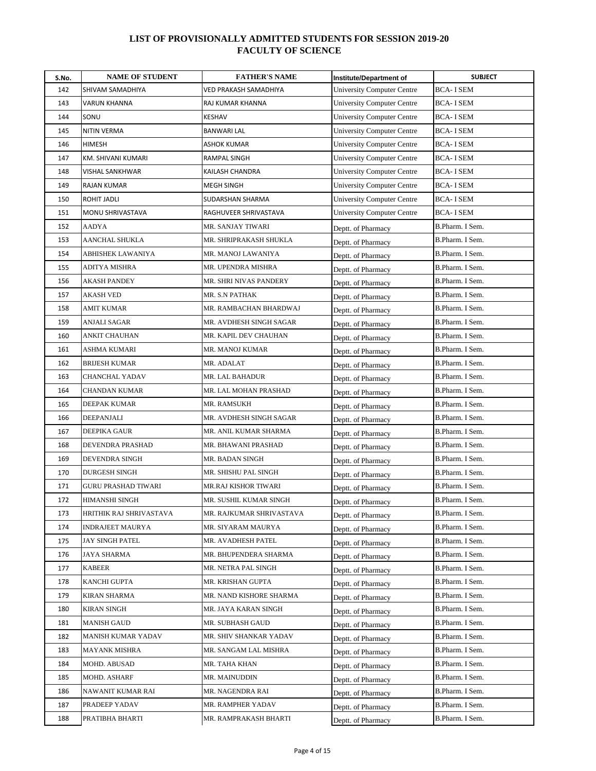## LIST OF PROVISIONALLY ADMITTED STUDENTS FOR SESSION 2019-20
## FACULTY OF SCIENCE

| S.No. | NAME OF STUDENT | FATHER'S NAME | Institute/Department of | SUBJECT |
|---|---|---|---|---|
| 142 | SHIVAM SAMADHIYA | VED PRAKASH SAMADHIYA | University Computer Centre | BCA- I SEM |
| 143 | VARUN KHANNA | RAJ KUMAR KHANNA | University Computer Centre | BCA- I SEM |
| 144 | SONU | KESHAV | University Computer Centre | BCA- I SEM |
| 145 | NITIN VERMA | BANWARI LAL | University Computer Centre | BCA- I SEM |
| 146 | HIMESH | ASHOK KUMAR | University Computer Centre | BCA- I SEM |
| 147 | KM. SHIVANI KUMARI | RAMPAL SINGH | University Computer Centre | BCA- I SEM |
| 148 | VISHAL SANKHWAR | KAILASH CHANDRA | University Computer Centre | BCA- I SEM |
| 149 | RAJAN KUMAR | MEGH SINGH | University Computer Centre | BCA- I SEM |
| 150 | ROHIT JADLI | SUDARSHAN SHARMA | University Computer Centre | BCA- I SEM |
| 151 | MONU SHRIVASTAVA | RAGHUVEER SHRIVASTAVA | University Computer Centre | BCA- I SEM |
| 152 | AADYA | MR. SANJAY TIWARI | Deptt. of Pharmacy | B.Pharm. I Sem. |
| 153 | AANCHAL SHUKLA | MR. SHRIPRAKASH SHUKLA | Deptt. of Pharmacy | B.Pharm. I Sem. |
| 154 | ABHISHEK LAWANIYA | MR. MANOJ LAWANIYA | Deptt. of Pharmacy | B.Pharm. I Sem. |
| 155 | ADITYA MISHRA | MR. UPENDRA MISHRA | Deptt. of Pharmacy | B.Pharm. I Sem. |
| 156 | AKASH PANDEY | MR. SHRI NIVAS PANDERY | Deptt. of Pharmacy | B.Pharm. I Sem. |
| 157 | AKASH VED | MR. S.N PATHAK | Deptt. of Pharmacy | B.Pharm. I Sem. |
| 158 | AMIT KUMAR | MR. RAMBACHAN BHARDWAJ | Deptt. of Pharmacy | B.Pharm. I Sem. |
| 159 | ANJALI SAGAR | MR. AVDHESH SINGH SAGAR | Deptt. of Pharmacy | B.Pharm. I Sem. |
| 160 | ANKIT CHAUHAN | MR. KAPIL DEV CHAUHAN | Deptt. of Pharmacy | B.Pharm. I Sem. |
| 161 | ASHMA KUMARI | MR. MANOJ KUMAR | Deptt. of Pharmacy | B.Pharm. I Sem. |
| 162 | BRIJESH KUMAR | MR. ADALAT | Deptt. of Pharmacy | B.Pharm. I Sem. |
| 163 | CHANCHAL YADAV | MR. LAL BAHADUR | Deptt. of Pharmacy | B.Pharm. I Sem. |
| 164 | CHANDAN KUMAR | MR. LAL MOHAN PRASHAD | Deptt. of Pharmacy | B.Pharm. I Sem. |
| 165 | DEEPAK KUMAR | MR. RAMSUKH | Deptt. of Pharmacy | B.Pharm. I Sem. |
| 166 | DEEPANJALI | MR. AVDHESH SINGH SAGAR | Deptt. of Pharmacy | B.Pharm. I Sem. |
| 167 | DEEPIKA GAUR | MR. ANIL KUMAR SHARMA | Deptt. of Pharmacy | B.Pharm. I Sem. |
| 168 | DEVENDRA PRASHAD | MR. BHAWANI PRASHAD | Deptt. of Pharmacy | B.Pharm. I Sem. |
| 169 | DEVENDRA SINGH | MR. BADAN SINGH | Deptt. of Pharmacy | B.Pharm. I Sem. |
| 170 | DURGESH SINGH | MR. SHISHU PAL SINGH | Deptt. of Pharmacy | B.Pharm. I Sem. |
| 171 | GURU PRASHAD TIWARI | MR.RAJ KISHOR TIWARI | Deptt. of Pharmacy | B.Pharm. I Sem. |
| 172 | HIMANSHI SINGH | MR. SUSHIL KUMAR SINGH | Deptt. of Pharmacy | B.Pharm. I Sem. |
| 173 | HRITHIK RAJ SHRIVASTAVA | MR. RAJKUMAR SHRIVASTAVA | Deptt. of Pharmacy | B.Pharm. I Sem. |
| 174 | INDRAJEET MAURYA | MR. SIYARAM MAURYA | Deptt. of Pharmacy | B.Pharm. I Sem. |
| 175 | JAY SINGH PATEL | MR. AVADHESH PATEL | Deptt. of Pharmacy | B.Pharm. I Sem. |
| 176 | JAYA SHARMA | MR. BHUPENDERA SHARMA | Deptt. of Pharmacy | B.Pharm. I Sem. |
| 177 | KABEER | MR. NETRA PAL SINGH | Deptt. of Pharmacy | B.Pharm. I Sem. |
| 178 | KANCHI GUPTA | MR. KRISHAN GUPTA | Deptt. of Pharmacy | B.Pharm. I Sem. |
| 179 | KIRAN SHARMA | MR. NAND KISHORE SHARMA | Deptt. of Pharmacy | B.Pharm. I Sem. |
| 180 | KIRAN SINGH | MR. JAYA KARAN SINGH | Deptt. of Pharmacy | B.Pharm. I Sem. |
| 181 | MANISH GAUD | MR. SUBHASH GAUD | Deptt. of Pharmacy | B.Pharm. I Sem. |
| 182 | MANISH KUMAR YADAV | MR. SHIV SHANKAR YADAV | Deptt. of Pharmacy | B.Pharm. I Sem. |
| 183 | MAYANK MISHRA | MR. SANGAM LAL MISHRA | Deptt. of Pharmacy | B.Pharm. I Sem. |
| 184 | MOHD. ABUSAD | MR. TAHA KHAN | Deptt. of Pharmacy | B.Pharm. I Sem. |
| 185 | MOHD. ASHARF | MR. MAINUDDIN | Deptt. of Pharmacy | B.Pharm. I Sem. |
| 186 | NAWANIT KUMAR RAI | MR. NAGENDRA RAI | Deptt. of Pharmacy | B.Pharm. I Sem. |
| 187 | PRADEEP YADAV | MR. RAMPHER YADAV | Deptt. of Pharmacy | B.Pharm. I Sem. |
| 188 | PRATIBHA BHARTI | MR. RAMPRAKASH BHARTI | Deptt. of Pharmacy | B.Pharm. I Sem. |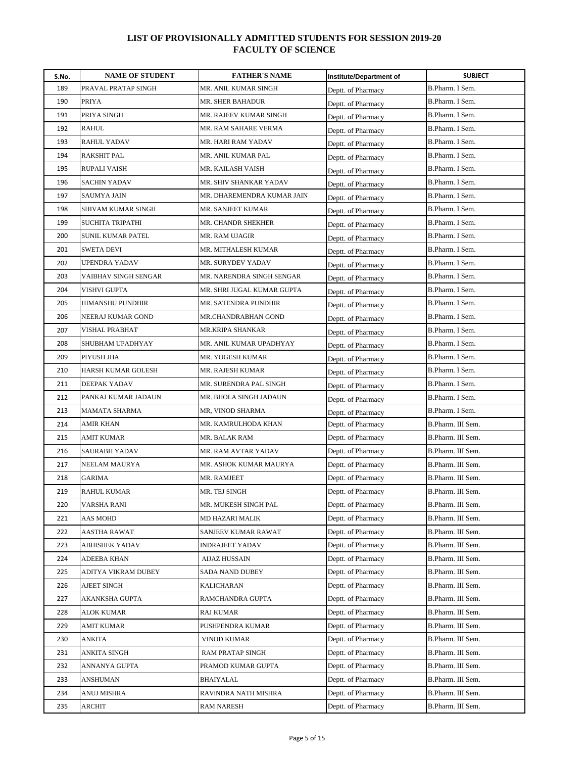# LIST OF PROVISIONALLY ADMITTED STUDENTS FOR SESSION 2019-20
## FACULTY OF SCIENCE

| S.No. | NAME OF STUDENT | FATHER'S NAME | Institute/Department of | SUBJECT |
|---|---|---|---|---|
| 189 | PRAVAL PRATAP SINGH | MR. ANIL KUMAR SINGH | Deptt. of Pharmacy | B.Pharm. I Sem. |
| 190 | PRIYA | MR. SHER BAHADUR | Deptt. of Pharmacy | B.Pharm. I Sem. |
| 191 | PRIYA SINGH | MR. RAJEEV KUMAR SINGH | Deptt. of Pharmacy | B.Pharm. I Sem. |
| 192 | RAHUL | MR. RAM SAHARE VERMA | Deptt. of Pharmacy | B.Pharm. I Sem. |
| 193 | RAHUL YADAV | MR. HARI RAM YADAV | Deptt. of Pharmacy | B.Pharm. I Sem. |
| 194 | RAKSHIT PAL | MR. ANIL KUMAR PAL | Deptt. of Pharmacy | B.Pharm. I Sem. |
| 195 | RUPALI VAISH | MR. KAILASH VAISH | Deptt. of Pharmacy | B.Pharm. I Sem. |
| 196 | SACHIN YADAV | MR. SHIV SHANKAR YADAV | Deptt. of Pharmacy | B.Pharm. I Sem. |
| 197 | SAUMYA JAIN | MR. DHAREMENDRA KUMAR JAIN | Deptt. of Pharmacy | B.Pharm. I Sem. |
| 198 | SHIVAM KUMAR SINGH | MR. SANJEET KUMAR | Deptt. of Pharmacy | B.Pharm. I Sem. |
| 199 | SUCHITA TRIPATHI | MR. CHANDR SHEKHER | Deptt. of Pharmacy | B.Pharm. I Sem. |
| 200 | SUNIL KUMAR PATEL | MR. RAM UJAGIR | Deptt. of Pharmacy | B.Pharm. I Sem. |
| 201 | SWETA DEVI | MR. MITHALESH KUMAR | Deptt. of Pharmacy | B.Pharm. I Sem. |
| 202 | UPENDRA YADAV | MR. SURYDEV YADAV | Deptt. of Pharmacy | B.Pharm. I Sem. |
| 203 | VAIBHAV SINGH SENGAR | MR. NARENDRA SINGH SENGAR | Deptt. of Pharmacy | B.Pharm. I Sem. |
| 204 | VISHVI GUPTA | MR. SHRI JUGAL KUMAR GUPTA | Deptt. of Pharmacy | B.Pharm. I Sem. |
| 205 | HIMANSHU PUNDHIR | MR. SATENDRA PUNDHIR | Deptt. of Pharmacy | B.Pharm. I Sem. |
| 206 | NEERAJ KUMAR GOND | MR.CHANDRABHAN GOND | Deptt. of Pharmacy | B.Pharm. I Sem. |
| 207 | VISHAL PRABHAT | MR.KRIPA SHANKAR | Deptt. of Pharmacy | B.Pharm. I Sem. |
| 208 | SHUBHAM UPADHYAY | MR. ANIL KUMAR UPADHYAY | Deptt. of Pharmacy | B.Pharm. I Sem. |
| 209 | PIYUSH JHA | MR. YOGESH KUMAR | Deptt. of Pharmacy | B.Pharm. I Sem. |
| 210 | HARSH KUMAR GOLESH | MR. RAJESH KUMAR | Deptt. of Pharmacy | B.Pharm. I Sem. |
| 211 | DEEPAK YADAV | MR. SURENDRA PAL SINGH | Deptt. of Pharmacy | B.Pharm. I Sem. |
| 212 | PANKAJ KUMAR JADAUN | MR. BHOLA SINGH JADAUN | Deptt. of Pharmacy | B.Pharm. I Sem. |
| 213 | MAMATA SHARMA | MR, VINOD SHARMA | Deptt. of Pharmacy | B.Pharm. I Sem. |
| 214 | AMIR KHAN | MR. KAMRULHODA KHAN | Deptt. of Pharmacy | B.Pharm. III Sem. |
| 215 | AMIT KUMAR | MR. BALAK RAM | Deptt. of Pharmacy | B.Pharm. III Sem. |
| 216 | SAURABH YADAV | MR. RAM AVTAR YADAV | Deptt. of Pharmacy | B.Pharm. III Sem. |
| 217 | NEELAM MAURYA | MR. ASHOK KUMAR MAURYA | Deptt. of Pharmacy | B.Pharm. III Sem. |
| 218 | GARIMA | MR. RAMJEET | Deptt. of Pharmacy | B.Pharm. III Sem. |
| 219 | RAHUL KUMAR | MR. TEJ SINGH | Deptt. of Pharmacy | B.Pharm. III Sem. |
| 220 | VARSHA RANI | MR. MUKESH SINGH PAL | Deptt. of Pharmacy | B.Pharm. III Sem. |
| 221 | AAS MOHD | MD HAZARI MALIK | Deptt. of Pharmacy | B.Pharm. III Sem. |
| 222 | AASTHA RAWAT | SANJEEV KUMAR RAWAT | Deptt. of Pharmacy | B.Pharm. III Sem. |
| 223 | ABHISHEK YADAV | INDRAJEET YADAV | Deptt. of Pharmacy | B.Pharm. III Sem. |
| 224 | ADEEBA KHAN | AIJAZ HUSSAIN | Deptt. of Pharmacy | B.Pharm. III Sem. |
| 225 | ADITYA VIKRAM DUBEY | SADA NAND DUBEY | Deptt. of Pharmacy | B.Pharm. III Sem. |
| 226 | AJEET SINGH | KALICHARAN | Deptt. of Pharmacy | B.Pharm. III Sem. |
| 227 | AKANKSHA GUPTA | RAMCHANDRA GUPTA | Deptt. of Pharmacy | B.Pharm. III Sem. |
| 228 | ALOK KUMAR | RAJ KUMAR | Deptt. of Pharmacy | B.Pharm. III Sem. |
| 229 | AMIT KUMAR | PUSHPENDRA KUMAR | Deptt. of Pharmacy | B.Pharm. III Sem. |
| 230 | ANKITA | VINOD KUMAR | Deptt. of Pharmacy | B.Pharm. III Sem. |
| 231 | ANKITA SINGH | RAM PRATAP SINGH | Deptt. of Pharmacy | B.Pharm. III Sem. |
| 232 | ANNANYA GUPTA | PRAMOD KUMAR GUPTA | Deptt. of Pharmacy | B.Pharm. III Sem. |
| 233 | ANSHUMAN | BHAIYALAL | Deptt. of Pharmacy | B.Pharm. III Sem. |
| 234 | ANUJ MISHRA | RAViNDRA NATH MISHRA | Deptt. of Pharmacy | B.Pharm. III Sem. |
| 235 | ARCHIT | RAM NARESH | Deptt. of Pharmacy | B.Pharm. III Sem. |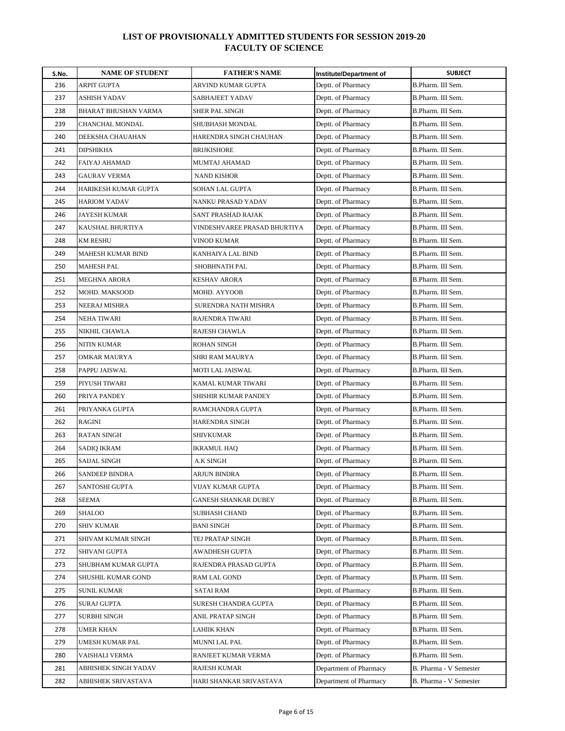## LIST OF PROVISIONALLY ADMITTED STUDENTS FOR SESSION 2019-20
## FACULTY OF SCIENCE

| S.No. | NAME OF STUDENT | FATHER'S NAME | Institute/Department of | SUBJECT |
|---|---|---|---|---|
| 236 | ARPIT GUPTA | ARVIND KUMAR GUPTA | Deptt. of Pharmacy | B.Pharm. III Sem. |
| 237 | ASHISH YADAV | SABHAJEET YADAV | Deptt. of Pharmacy | B.Pharm. III Sem. |
| 238 | BHARAT BHUSHAN VARMA | SHER PAL SINGH | Deptt. of Pharmacy | B.Pharm. III Sem. |
| 239 | CHANCHAL MONDAL | SHUBHASH MONDAL | Deptt. of Pharmacy | B.Pharm. III Sem. |
| 240 | DEEKSHA CHAUAHAN | HARENDRA SINGH CHAUHAN | Deptt. of Pharmacy | B.Pharm. III Sem. |
| 241 | DIPSHIKHA | BRIJKISHORE | Deptt. of Pharmacy | B.Pharm. III Sem. |
| 242 | FAIYAJ AHAMAD | MUMTAJ AHAMAD | Deptt. of Pharmacy | B.Pharm. III Sem. |
| 243 | GAURAV VERMA | NAND KISHOR | Deptt. of Pharmacy | B.Pharm. III Sem. |
| 244 | HARIKESH KUMAR GUPTA | SOHAN LAL GUPTA | Deptt. of Pharmacy | B.Pharm. III Sem. |
| 245 | HARIOM YADAV | NANKU PRASAD YADAV | Deptt. of Pharmacy | B.Pharm. III Sem. |
| 246 | JAYESH KUMAR | SANT PRASHAD RAJAK | Deptt. of Pharmacy | B.Pharm. III Sem. |
| 247 | KAUSHAL BHURTIYA | VINDESHVAREE PRASAD BHURTIYA | Deptt. of Pharmacy | B.Pharm. III Sem. |
| 248 | KM RESHU | VINOD KUMAR | Deptt. of Pharmacy | B.Pharm. III Sem. |
| 249 | MAHESH KUMAR BIND | KANHAIYA LAL BIND | Deptt. of Pharmacy | B.Pharm. III Sem. |
| 250 | MAHESH PAL | SHOBHNATH PAL | Deptt. of Pharmacy | B.Pharm. III Sem. |
| 251 | MEGHNA ARORA | KESHAV ARORA | Deptt. of Pharmacy | B.Pharm. III Sem. |
| 252 | MOHD. MAKSOOD | MOHD. AYYOOB | Deptt. of Pharmacy | B.Pharm. III Sem. |
| 253 | NEERAJ MISHRA | SURENDRA NATH MISHRA | Deptt. of Pharmacy | B.Pharm. III Sem. |
| 254 | NEHA TIWARI | RAJENDRA TIWARI | Deptt. of Pharmacy | B.Pharm. III Sem. |
| 255 | NIKHIL CHAWLA | RAJESH CHAWLA | Deptt. of Pharmacy | B.Pharm. III Sem. |
| 256 | NITIN KUMAR | ROHAN SINGH | Deptt. of Pharmacy | B.Pharm. III Sem. |
| 257 | OMKAR MAURYA | SHRI RAM MAURYA | Deptt. of Pharmacy | B.Pharm. III Sem. |
| 258 | PAPPU JAISWAL | MOTI LAL JAISWAL | Deptt. of Pharmacy | B.Pharm. III Sem. |
| 259 | PIYUSH TIWARI | KAMAL KUMAR TIWARI | Deptt. of Pharmacy | B.Pharm. III Sem. |
| 260 | PRIYA PANDEY | SHISHIR KUMAR PANDEY | Deptt. of Pharmacy | B.Pharm. III Sem. |
| 261 | PRIYANKA GUPTA | RAMCHANDRA GUPTA | Deptt. of Pharmacy | B.Pharm. III Sem. |
| 262 | RAGINI | HARENDRA SINGH | Deptt. of Pharmacy | B.Pharm. III Sem. |
| 263 | RATAN SINGH | SHIVKUMAR | Deptt. of Pharmacy | B.Pharm. III Sem. |
| 264 | SADIQ IKRAM | IKRAMUL HAQ | Deptt. of Pharmacy | B.Pharm. III Sem. |
| 265 | SAIJAL SINGH | A.K SINGH | Deptt. of Pharmacy | B.Pharm. III Sem. |
| 266 | SANDEEP BINDRA | ARJUN BINDRA | Deptt. of Pharmacy | B.Pharm. III Sem. |
| 267 | SANTOSHI GUPTA | VIJAY KUMAR GUPTA | Deptt. of Pharmacy | B.Pharm. III Sem. |
| 268 | SEEMA | GANESH SHANKAR DUBEY | Deptt. of Pharmacy | B.Pharm. III Sem. |
| 269 | SHALOO | SUBHASH CHAND | Deptt. of Pharmacy | B.Pharm. III Sem. |
| 270 | SHIV KUMAR | BANI SINGH | Deptt. of Pharmacy | B.Pharm. III Sem. |
| 271 | SHIVAM KUMAR SINGH | TEJ PRATAP SINGH | Deptt. of Pharmacy | B.Pharm. III Sem. |
| 272 | SHIVANI GUPTA | AWADHESH GUPTA | Deptt. of Pharmacy | B.Pharm. III Sem. |
| 273 | SHUBHAM KUMAR GUPTA | RAJENDRA PRASAD GUPTA | Deptt. of Pharmacy | B.Pharm. III Sem. |
| 274 | SHUSHIL KUMAR GOND | RAM LAL GOND | Deptt. of Pharmacy | B.Pharm. III Sem. |
| 275 | SUNIL KUMAR | SATAI RAM | Deptt. of Pharmacy | B.Pharm. III Sem. |
| 276 | SURAJ GUPTA | SURESH CHANDRA GUPTA | Deptt. of Pharmacy | B.Pharm. III Sem. |
| 277 | SURBHI SINGH | ANIL PRATAP SINGH | Deptt. of Pharmacy | B.Pharm. III Sem. |
| 278 | UMER KHAN | LAHIIK KHAN | Deptt. of Pharmacy | B.Pharm. III Sem. |
| 279 | UMESH KUMAR PAL | MUNNI LAL PAL | Deptt. of Pharmacy | B.Pharm. III Sem. |
| 280 | VAISHALI VERMA | RANJEET KUMAR VERMA | Deptt. of Pharmacy | B.Pharm. III Sem. |
| 281 | ABHISHEK SINGH YADAV | RAJESH KUMAR | Department of Pharmacy | B. Pharma - V Semester |
| 282 | ABHISHEK SRIVASTAVA | HARI SHANKAR SRIVASTAVA | Department of Pharmacy | B. Pharma - V Semester |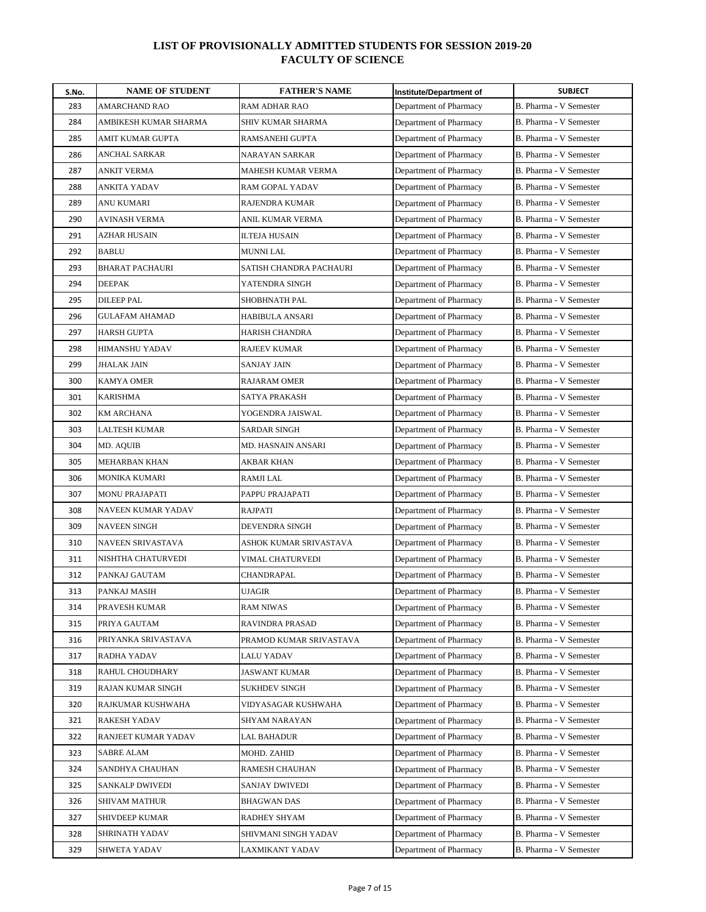## LIST OF PROVISIONALLY ADMITTED STUDENTS FOR SESSION 2019-20
## FACULTY OF SCIENCE

| S.No. | NAME OF STUDENT | FATHER'S NAME | Institute/Department of | SUBJECT |
|---|---|---|---|---|
| 283 | AMARCHAND RAO | RAM ADHAR RAO | Department of Pharmacy | B. Pharma - V Semester |
| 284 | AMBIKESH KUMAR SHARMA | SHIV KUMAR SHARMA | Department of Pharmacy | B. Pharma - V Semester |
| 285 | AMIT KUMAR GUPTA | RAMSANEHI GUPTA | Department of Pharmacy | B. Pharma - V Semester |
| 286 | ANCHAL SARKAR | NARAYAN SARKAR | Department of Pharmacy | B. Pharma - V Semester |
| 287 | ANKIT VERMA | MAHESH KUMAR VERMA | Department of Pharmacy | B. Pharma - V Semester |
| 288 | ANKITA YADAV | RAM GOPAL YADAV | Department of Pharmacy | B. Pharma - V Semester |
| 289 | ANU KUMARI | RAJENDRA KUMAR | Department of Pharmacy | B. Pharma - V Semester |
| 290 | AVINASH VERMA | ANIL KUMAR VERMA | Department of Pharmacy | B. Pharma - V Semester |
| 291 | AZHAR HUSAIN | ILTEJA HUSAIN | Department of Pharmacy | B. Pharma - V Semester |
| 292 | BABLU | MUNNI LAL | Department of Pharmacy | B. Pharma - V Semester |
| 293 | BHARAT PACHAURI | SATISH CHANDRA PACHAURI | Department of Pharmacy | B. Pharma - V Semester |
| 294 | DEEPAK | YATENDRA SINGH | Department of Pharmacy | B. Pharma - V Semester |
| 295 | DILEEP PAL | SHOBHNATH PAL | Department of Pharmacy | B. Pharma - V Semester |
| 296 | GULAFAM AHAMAD | HABIBULA ANSARI | Department of Pharmacy | B. Pharma - V Semester |
| 297 | HARSH GUPTA | HARISH CHANDRA | Department of Pharmacy | B. Pharma - V Semester |
| 298 | HIMANSHU YADAV | RAJEEV KUMAR | Department of Pharmacy | B. Pharma - V Semester |
| 299 | JHALAK JAIN | SANJAY JAIN | Department of Pharmacy | B. Pharma - V Semester |
| 300 | KAMYA OMER | RAJARAM OMER | Department of Pharmacy | B. Pharma - V Semester |
| 301 | KARISHMA | SATYA PRAKASH | Department of Pharmacy | B. Pharma - V Semester |
| 302 | KM ARCHANA | YOGENDRA JAISWAL | Department of Pharmacy | B. Pharma - V Semester |
| 303 | LALTESH KUMAR | SARDAR SINGH | Department of Pharmacy | B. Pharma - V Semester |
| 304 | MD. AQUIB | MD. HASNAIN ANSARI | Department of Pharmacy | B. Pharma - V Semester |
| 305 | MEHARBAN KHAN | AKBAR KHAN | Department of Pharmacy | B. Pharma - V Semester |
| 306 | MONIKA KUMARI | RAMJI LAL | Department of Pharmacy | B. Pharma - V Semester |
| 307 | MONU PRAJAPATI | PAPPU PRAJAPATI | Department of Pharmacy | B. Pharma - V Semester |
| 308 | NAVEEN KUMAR YADAV | RAJPATI | Department of Pharmacy | B. Pharma - V Semester |
| 309 | NAVEEN SINGH | DEVENDRA SINGH | Department of Pharmacy | B. Pharma - V Semester |
| 310 | NAVEEN SRIVASTAVA | ASHOK KUMAR SRIVASTAVA | Department of Pharmacy | B. Pharma - V Semester |
| 311 | NISHTHA CHATURVEDI | VIMAL CHATURVEDI | Department of Pharmacy | B. Pharma - V Semester |
| 312 | PANKAJ GAUTAM | CHANDRAPAL | Department of Pharmacy | B. Pharma - V Semester |
| 313 | PANKAJ MASIH | UJAGIR | Department of Pharmacy | B. Pharma - V Semester |
| 314 | PRAVESH KUMAR | RAM NIWAS | Department of Pharmacy | B. Pharma - V Semester |
| 315 | PRIYA GAUTAM | RAVINDRA PRASAD | Department of Pharmacy | B. Pharma - V Semester |
| 316 | PRIYANKA SRIVASTAVA | PRAMOD KUMAR SRIVASTAVA | Department of Pharmacy | B. Pharma - V Semester |
| 317 | RADHA YADAV | LALU YADAV | Department of Pharmacy | B. Pharma - V Semester |
| 318 | RAHUL CHOUDHARY | JASWANT KUMAR | Department of Pharmacy | B. Pharma - V Semester |
| 319 | RAJAN KUMAR SINGH | SUKHDEV SINGH | Department of Pharmacy | B. Pharma - V Semester |
| 320 | RAJKUMAR KUSHWAHA | VIDYASAGAR KUSHWAHA | Department of Pharmacy | B. Pharma - V Semester |
| 321 | RAKESH YADAV | SHYAM NARAYAN | Department of Pharmacy | B. Pharma - V Semester |
| 322 | RANJEET KUMAR YADAV | LAL BAHADUR | Department of Pharmacy | B. Pharma - V Semester |
| 323 | SABRE ALAM | MOHD. ZAHID | Department of Pharmacy | B. Pharma - V Semester |
| 324 | SANDHYA CHAUHAN | RAMESH CHAUHAN | Department of Pharmacy | B. Pharma - V Semester |
| 325 | SANKALP DWIVEDI | SANJAY DWIVEDI | Department of Pharmacy | B. Pharma - V Semester |
| 326 | SHIVAM MATHUR | BHAGWAN DAS | Department of Pharmacy | B. Pharma - V Semester |
| 327 | SHIVDEEP KUMAR | RADHEY SHYAM | Department of Pharmacy | B. Pharma - V Semester |
| 328 | SHRINATH YADAV | SHIVMANI SINGH YADAV | Department of Pharmacy | B. Pharma - V Semester |
| 329 | SHWETA YADAV | LAXMIKANT YADAV | Department of Pharmacy | B. Pharma - V Semester |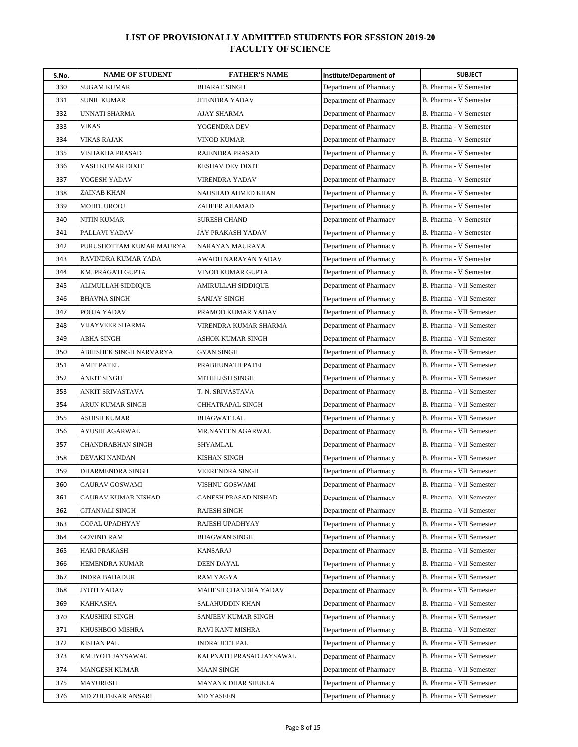# LIST OF PROVISIONALLY ADMITTED STUDENTS FOR SESSION 2019-20
## FACULTY OF SCIENCE

| S.No. | NAME OF STUDENT | FATHER'S NAME | Institute/Department of | SUBJECT |
|---|---|---|---|---|
| 330 | SUGAM KUMAR | BHARAT SINGH | Department of Pharmacy | B. Pharma - V Semester |
| 331 | SUNIL KUMAR | JITENDRA YADAV | Department of Pharmacy | B. Pharma - V Semester |
| 332 | UNNATI SHARMA | AJAY SHARMA | Department of Pharmacy | B. Pharma - V Semester |
| 333 | VIKAS | YOGENDRA DEV | Department of Pharmacy | B. Pharma - V Semester |
| 334 | VIKAS RAJAK | VINOD KUMAR | Department of Pharmacy | B. Pharma - V Semester |
| 335 | VISHAKHA PRASAD | RAJENDRA PRASAD | Department of Pharmacy | B. Pharma - V Semester |
| 336 | YASH KUMAR DIXIT | KESHAV DEV DIXIT | Department of Pharmacy | B. Pharma - V Semester |
| 337 | YOGESH YADAV | VIRENDRA YADAV | Department of Pharmacy | B. Pharma - V Semester |
| 338 | ZAINAB KHAN | NAUSHAD AHMED KHAN | Department of Pharmacy | B. Pharma - V Semester |
| 339 | MOHD. UROOJ | ZAHEER AHAMAD | Department of Pharmacy | B. Pharma - V Semester |
| 340 | NITIN KUMAR | SURESH CHAND | Department of Pharmacy | B. Pharma - V Semester |
| 341 | PALLAVI YADAV | JAY PRAKASH YADAV | Department of Pharmacy | B. Pharma - V Semester |
| 342 | PURUSHOTTAM KUMAR MAURYA | NARAYAN MAURAYA | Department of Pharmacy | B. Pharma - V Semester |
| 343 | RAVINDRA KUMAR YADA | AWADH NARAYAN YADAV | Department of Pharmacy | B. Pharma - V Semester |
| 344 | KM. PRAGATI GUPTA | VINOD KUMAR GUPTA | Department of Pharmacy | B. Pharma - V Semester |
| 345 | ALIMULLAH SIDDIQUE | AMIRULLAH SIDDIQUE | Department of Pharmacy | B. Pharma - VII Semester |
| 346 | BHAVNA SINGH | SANJAY SINGH | Department of Pharmacy | B. Pharma - VII Semester |
| 347 | POOJA YADAV | PRAMOD KUMAR YADAV | Department of Pharmacy | B. Pharma - VII Semester |
| 348 | VIJAYVEER SHARMA | VIRENDRA KUMAR SHARMA | Department of Pharmacy | B. Pharma - VII Semester |
| 349 | ABHA SINGH | ASHOK KUMAR SINGH | Department of Pharmacy | B. Pharma - VII Semester |
| 350 | ABHISHEK SINGH NARVARYA | GYAN SINGH | Department of Pharmacy | B. Pharma - VII Semester |
| 351 | AMIT PATEL | PRABHUNATH PATEL | Department of Pharmacy | B. Pharma - VII Semester |
| 352 | ANKIT SINGH | MITHILESH SINGH | Department of Pharmacy | B. Pharma - VII Semester |
| 353 | ANKIT SRIVASTAVA | T. N. SRIVASTAVA | Department of Pharmacy | B. Pharma - VII Semester |
| 354 | ARUN KUMAR SINGH | CHHATRAPAL SINGH | Department of Pharmacy | B. Pharma - VII Semester |
| 355 | ASHISH KUMAR | BHAGWAT LAL | Department of Pharmacy | B. Pharma - VII Semester |
| 356 | AYUSHI AGARWAL | MR.NAVEEN AGARWAL | Department of Pharmacy | B. Pharma - VII Semester |
| 357 | CHANDRABHAN SINGH | SHYAMLAL | Department of Pharmacy | B. Pharma - VII Semester |
| 358 | DEVAKI NANDAN | KISHAN SINGH | Department of Pharmacy | B. Pharma - VII Semester |
| 359 | DHARMENDRA SINGH | VEERENDRA SINGH | Department of Pharmacy | B. Pharma - VII Semester |
| 360 | GAURAV GOSWAMI | VISHNU GOSWAMI | Department of Pharmacy | B. Pharma - VII Semester |
| 361 | GAURAV KUMAR NISHAD | GANESH PRASAD NISHAD | Department of Pharmacy | B. Pharma - VII Semester |
| 362 | GITANJALI SINGH | RAJESH SINGH | Department of Pharmacy | B. Pharma - VII Semester |
| 363 | GOPAL UPADHYAY | RAJESH UPADHYAY | Department of Pharmacy | B. Pharma - VII Semester |
| 364 | GOVIND RAM | BHAGWAN SINGH | Department of Pharmacy | B. Pharma - VII Semester |
| 365 | HARI PRAKASH | KANSARAJ | Department of Pharmacy | B. Pharma - VII Semester |
| 366 | HEMENDRA KUMAR | DEEN DAYAL | Department of Pharmacy | B. Pharma - VII Semester |
| 367 | INDRA BAHADUR | RAM YAGYA | Department of Pharmacy | B. Pharma - VII Semester |
| 368 | JYOTI YADAV | MAHESH CHANDRA YADAV | Department of Pharmacy | B. Pharma - VII Semester |
| 369 | KAHKASHA | SALAHUDDIN KHAN | Department of Pharmacy | B. Pharma - VII Semester |
| 370 | KAUSHIKI SINGH | SANJEEV KUMAR SINGH | Department of Pharmacy | B. Pharma - VII Semester |
| 371 | KHUSHBOO MISHRA | RAVI KANT MISHRA | Department of Pharmacy | B. Pharma - VII Semester |
| 372 | KISHAN PAL | INDRA JEET PAL | Department of Pharmacy | B. Pharma - VII Semester |
| 373 | KM JYOTI JAYSAWAL | KALPNATH PRASAD JAYSAWAL | Department of Pharmacy | B. Pharma - VII Semester |
| 374 | MANGESH KUMAR | MAAN SINGH | Department of Pharmacy | B. Pharma - VII Semester |
| 375 | MAYURESH | MAYANK DHAR SHUKLA | Department of Pharmacy | B. Pharma - VII Semester |
| 376 | MD ZULFEKAR ANSARI | MD YASEEN | Department of Pharmacy | B. Pharma - VII Semester |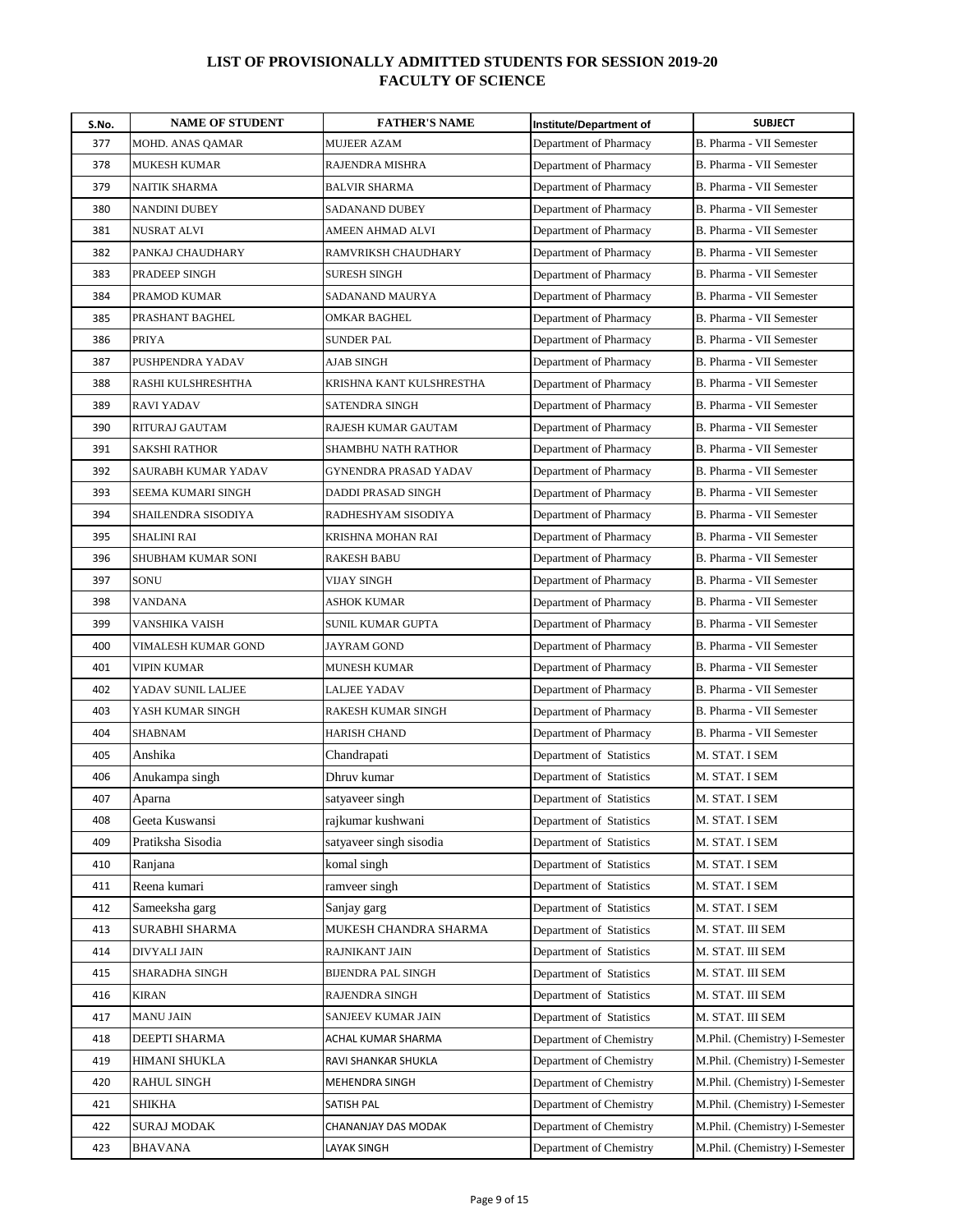# LIST OF PROVISIONALLY ADMITTED STUDENTS FOR SESSION 2019-20
## FACULTY OF SCIENCE

| S.No. | NAME OF STUDENT | FATHER'S NAME | Institute/Department of | SUBJECT |
|---|---|---|---|---|
| 377 | MOHD. ANAS QAMAR | MUJEER AZAM | Department of Pharmacy | B. Pharma - VII Semester |
| 378 | MUKESH KUMAR | RAJENDRA MISHRA | Department of Pharmacy | B. Pharma - VII Semester |
| 379 | NAITIK SHARMA | BALVIR SHARMA | Department of Pharmacy | B. Pharma - VII Semester |
| 380 | NANDINI DUBEY | SADANAND DUBEY | Department of Pharmacy | B. Pharma - VII Semester |
| 381 | NUSRAT ALVI | AMEEN AHMAD ALVI | Department of Pharmacy | B. Pharma - VII Semester |
| 382 | PANKAJ CHAUDHARY | RAMVRIKSH CHAUDHARY | Department of Pharmacy | B. Pharma - VII Semester |
| 383 | PRADEEP SINGH | SURESH SINGH | Department of Pharmacy | B. Pharma - VII Semester |
| 384 | PRAMOD KUMAR | SADANAND MAURYA | Department of Pharmacy | B. Pharma - VII Semester |
| 385 | PRASHANT BAGHEL | OMKAR BAGHEL | Department of Pharmacy | B. Pharma - VII Semester |
| 386 | PRIYA | SUNDER PAL | Department of Pharmacy | B. Pharma - VII Semester |
| 387 | PUSHPENDRA YADAV | AJAB SINGH | Department of Pharmacy | B. Pharma - VII Semester |
| 388 | RASHI KULSHRESHTHA | KRISHNA KANT KULSHRESTHA | Department of Pharmacy | B. Pharma - VII Semester |
| 389 | RAVI YADAV | SATENDRA SINGH | Department of Pharmacy | B. Pharma - VII Semester |
| 390 | RITURAJ GAUTAM | RAJESH KUMAR GAUTAM | Department of Pharmacy | B. Pharma - VII Semester |
| 391 | SAKSHI RATHOR | SHAMBHU NATH RATHOR | Department of Pharmacy | B. Pharma - VII Semester |
| 392 | SAURABH KUMAR YADAV | GYNENDRA PRASAD YADAV | Department of Pharmacy | B. Pharma - VII Semester |
| 393 | SEEMA KUMARI SINGH | DADDI PRASAD SINGH | Department of Pharmacy | B. Pharma - VII Semester |
| 394 | SHAILENDRA SISODIYA | RADHESHYAM SISODIYA | Department of Pharmacy | B. Pharma - VII Semester |
| 395 | SHALINI RAI | KRISHNA MOHAN RAI | Department of Pharmacy | B. Pharma - VII Semester |
| 396 | SHUBHAM KUMAR SONI | RAKESH BABU | Department of Pharmacy | B. Pharma - VII Semester |
| 397 | SONU | VIJAY SINGH | Department of Pharmacy | B. Pharma - VII Semester |
| 398 | VANDANA | ASHOK KUMAR | Department of Pharmacy | B. Pharma - VII Semester |
| 399 | VANSHIKA VAISH | SUNIL KUMAR GUPTA | Department of Pharmacy | B. Pharma - VII Semester |
| 400 | VIMALESH KUMAR GOND | JAYRAM GOND | Department of Pharmacy | B. Pharma - VII Semester |
| 401 | VIPIN KUMAR | MUNESH KUMAR | Department of Pharmacy | B. Pharma - VII Semester |
| 402 | YADAV SUNIL LALJEE | LALJEE YADAV | Department of Pharmacy | B. Pharma - VII Semester |
| 403 | YASH KUMAR SINGH | RAKESH KUMAR SINGH | Department of Pharmacy | B. Pharma - VII Semester |
| 404 | SHABNAM | HARISH CHAND | Department of Pharmacy | B. Pharma - VII Semester |
| 405 | Anshika | Chandrapati | Department of Statistics | M. STAT. I SEM |
| 406 | Anukampa singh | Dhruv kumar | Department of Statistics | M. STAT. I SEM |
| 407 | Aparna | satyaveer singh | Department of Statistics | M. STAT. I SEM |
| 408 | Geeta Kuswansi | rajkumar kushwani | Department of Statistics | M. STAT. I SEM |
| 409 | Pratiksha Sisodia | satyaveer singh sisodia | Department of Statistics | M. STAT. I SEM |
| 410 | Ranjana | komal singh | Department of Statistics | M. STAT. I SEM |
| 411 | Reena kumari | ramveer singh | Department of Statistics | M. STAT. I SEM |
| 412 | Sameeksha garg | Sanjay garg | Department of Statistics | M. STAT. I SEM |
| 413 | SURABHI SHARMA | MUKESH CHANDRA SHARMA | Department of Statistics | M. STAT. III SEM |
| 414 | DIVYALI JAIN | RAJNIKANT JAIN | Department of Statistics | M. STAT. III SEM |
| 415 | SHARADHA SINGH | BIJENDRA PAL SINGH | Department of Statistics | M. STAT. III SEM |
| 416 | KIRAN | RAJENDRA SINGH | Department of Statistics | M. STAT. III SEM |
| 417 | MANU JAIN | SANJEEV KUMAR JAIN | Department of Statistics | M. STAT. III SEM |
| 418 | DEEPTI SHARMA | ACHAL KUMAR SHARMA | Department of Chemistry | M.Phil. (Chemistry) I-Semester |
| 419 | HIMANI SHUKLA | RAVI SHANKAR SHUKLA | Department of Chemistry | M.Phil. (Chemistry) I-Semester |
| 420 | RAHUL SINGH | MEHENDRA SINGH | Department of Chemistry | M.Phil. (Chemistry) I-Semester |
| 421 | SHIKHA | SATISH PAL | Department of Chemistry | M.Phil. (Chemistry) I-Semester |
| 422 | SURAJ MODAK | CHANANJAY DAS MODAK | Department of Chemistry | M.Phil. (Chemistry) I-Semester |
| 423 | BHAVANA | LAYAK SINGH | Department of Chemistry | M.Phil. (Chemistry) I-Semester |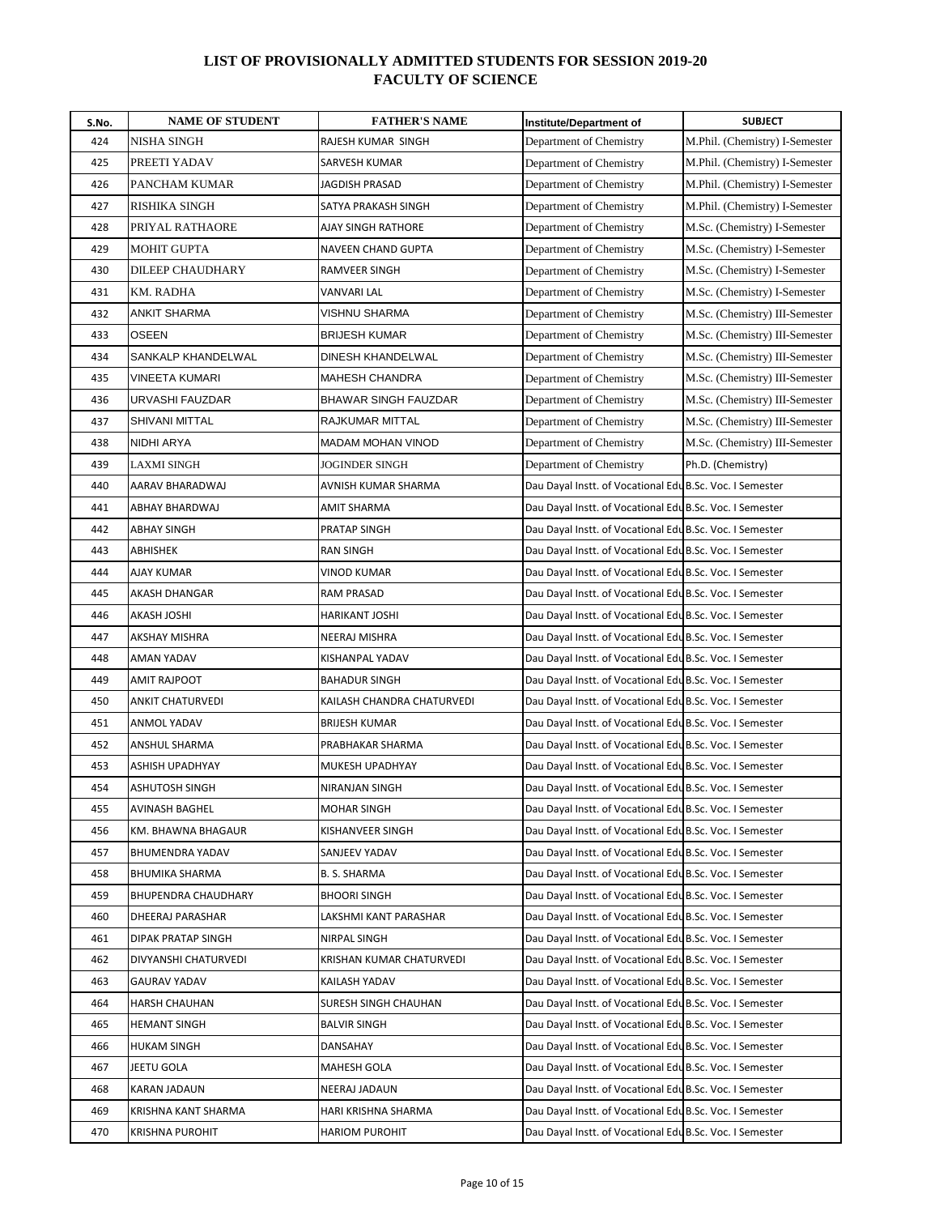## LIST OF PROVISIONALLY ADMITTED STUDENTS FOR SESSION 2019-20
## FACULTY OF SCIENCE

| S.No. | NAME OF STUDENT | FATHER'S NAME | Institute/Department of | SUBJECT |
|---|---|---|---|---|
| 424 | NISHA SINGH | RAJESH KUMAR SINGH | Department of Chemistry | M.Phil. (Chemistry) I-Semester |
| 425 | PREETI YADAV | SARVESH KUMAR | Department of Chemistry | M.Phil. (Chemistry) I-Semester |
| 426 | PANCHAM KUMAR | JAGDISH PRASAD | Department of Chemistry | M.Phil. (Chemistry) I-Semester |
| 427 | RISHIKA SINGH | SATYA PRAKASH SINGH | Department of Chemistry | M.Phil. (Chemistry) I-Semester |
| 428 | PRIYAL RATHAORE | AJAY SINGH RATHORE | Department of Chemistry | M.Sc. (Chemistry) I-Semester |
| 429 | MOHIT GUPTA | NAVEEN CHAND GUPTA | Department of Chemistry | M.Sc. (Chemistry) I-Semester |
| 430 | DILEEP CHAUDHARY | RAMVEER SINGH | Department of Chemistry | M.Sc. (Chemistry) I-Semester |
| 431 | KM. RADHA | VANVARI LAL | Department of Chemistry | M.Sc. (Chemistry) I-Semester |
| 432 | ANKIT SHARMA | VISHNU SHARMA | Department of Chemistry | M.Sc. (Chemistry) III-Semester |
| 433 | OSEEN | BRIJESH KUMAR | Department of Chemistry | M.Sc. (Chemistry) III-Semester |
| 434 | SANKALP KHANDELWAL | DINESH KHANDELWAL | Department of Chemistry | M.Sc. (Chemistry) III-Semester |
| 435 | VINEETA KUMARI | MAHESH CHANDRA | Department of Chemistry | M.Sc. (Chemistry) III-Semester |
| 436 | URVASHI FAUZDAR | BHAWAR SINGH FAUZDAR | Department of Chemistry | M.Sc. (Chemistry) III-Semester |
| 437 | SHIVANI MITTAL | RAJKUMAR MITTAL | Department of Chemistry | M.Sc. (Chemistry) III-Semester |
| 438 | NIDHI ARYA | MADAM MOHAN VINOD | Department of Chemistry | M.Sc. (Chemistry) III-Semester |
| 439 | LAXMI SINGH | JOGINDER SINGH | Department of Chemistry | Ph.D. (Chemistry) |
| 440 | AARAV BHARADWAJ | AVNISH KUMAR SHARMA | Dau Dayal Instt. of Vocational Edu | B.Sc. Voc. I Semester |
| 441 | ABHAY BHARDWAJ | AMIT SHARMA | Dau Dayal Instt. of Vocational Edu | B.Sc. Voc. I Semester |
| 442 | ABHAY SINGH | PRATAP SINGH | Dau Dayal Instt. of Vocational Edu | B.Sc. Voc. I Semester |
| 443 | ABHISHEK | RAN SINGH | Dau Dayal Instt. of Vocational Edu | B.Sc. Voc. I Semester |
| 444 | AJAY KUMAR | VINOD KUMAR | Dau Dayal Instt. of Vocational Edu | B.Sc. Voc. I Semester |
| 445 | AKASH DHANGAR | RAM PRASAD | Dau Dayal Instt. of Vocational Edu | B.Sc. Voc. I Semester |
| 446 | AKASH JOSHI | HARIKANT JOSHI | Dau Dayal Instt. of Vocational Edu | B.Sc. Voc. I Semester |
| 447 | AKSHAY MISHRA | NEERAJ MISHRA | Dau Dayal Instt. of Vocational Edu | B.Sc. Voc. I Semester |
| 448 | AMAN YADAV | KISHANPAL YADAV | Dau Dayal Instt. of Vocational Edu | B.Sc. Voc. I Semester |
| 449 | AMIT RAJPOOT | BAHADUR SINGH | Dau Dayal Instt. of Vocational Edu | B.Sc. Voc. I Semester |
| 450 | ANKIT CHATURVEDI | KAILASH CHANDRA CHATURVEDI | Dau Dayal Instt. of Vocational Edu | B.Sc. Voc. I Semester |
| 451 | ANMOL YADAV | BRIJESH KUMAR | Dau Dayal Instt. of Vocational Edu | B.Sc. Voc. I Semester |
| 452 | ANSHUL SHARMA | PRABHAKAR SHARMA | Dau Dayal Instt. of Vocational Edu | B.Sc. Voc. I Semester |
| 453 | ASHISH UPADHYAY | MUKESH UPADHYAY | Dau Dayal Instt. of Vocational Edu | B.Sc. Voc. I Semester |
| 454 | ASHUTOSH SINGH | NIRANJAN SINGH | Dau Dayal Instt. of Vocational Edu | B.Sc. Voc. I Semester |
| 455 | AVINASH BAGHEL | MOHAR SINGH | Dau Dayal Instt. of Vocational Edu | B.Sc. Voc. I Semester |
| 456 | KM. BHAWNA BHAGAUR | KISHANVEER SINGH | Dau Dayal Instt. of Vocational Edu | B.Sc. Voc. I Semester |
| 457 | BHUMENDRA YADAV | SANJEEV YADAV | Dau Dayal Instt. of Vocational Edu | B.Sc. Voc. I Semester |
| 458 | BHUMIKA SHARMA | B. S. SHARMA | Dau Dayal Instt. of Vocational Edu | B.Sc. Voc. I Semester |
| 459 | BHUPENDRA CHAUDHARY | BHOORI SINGH | Dau Dayal Instt. of Vocational Edu | B.Sc. Voc. I Semester |
| 460 | DHEERAJ PARASHAR | LAKSHMI KANT PARASHAR | Dau Dayal Instt. of Vocational Edu | B.Sc. Voc. I Semester |
| 461 | DIPAK PRATAP SINGH | NIRPAL SINGH | Dau Dayal Instt. of Vocational Edu | B.Sc. Voc. I Semester |
| 462 | DIVYANSHI CHATURVEDI | KRISHAN KUMAR CHATURVEDI | Dau Dayal Instt. of Vocational Edu | B.Sc. Voc. I Semester |
| 463 | GAURAV YADAV | KAILASH YADAV | Dau Dayal Instt. of Vocational Edu | B.Sc. Voc. I Semester |
| 464 | HARSH CHAUHAN | SURESH SINGH CHAUHAN | Dau Dayal Instt. of Vocational Edu | B.Sc. Voc. I Semester |
| 465 | HEMANT SINGH | BALVIR SINGH | Dau Dayal Instt. of Vocational Edu | B.Sc. Voc. I Semester |
| 466 | HUKAM SINGH | DANSAHAY | Dau Dayal Instt. of Vocational Edu | B.Sc. Voc. I Semester |
| 467 | JEETU GOLA | MAHESH GOLA | Dau Dayal Instt. of Vocational Edu | B.Sc. Voc. I Semester |
| 468 | KARAN JADAUN | NEERAJ JADAUN | Dau Dayal Instt. of Vocational Edu | B.Sc. Voc. I Semester |
| 469 | KRISHNA KANT SHARMA | HARI KRISHNA SHARMA | Dau Dayal Instt. of Vocational Edu | B.Sc. Voc. I Semester |
| 470 | KRISHNA PUROHIT | HARIOM PUROHIT | Dau Dayal Instt. of Vocational Edu | B.Sc. Voc. I Semester |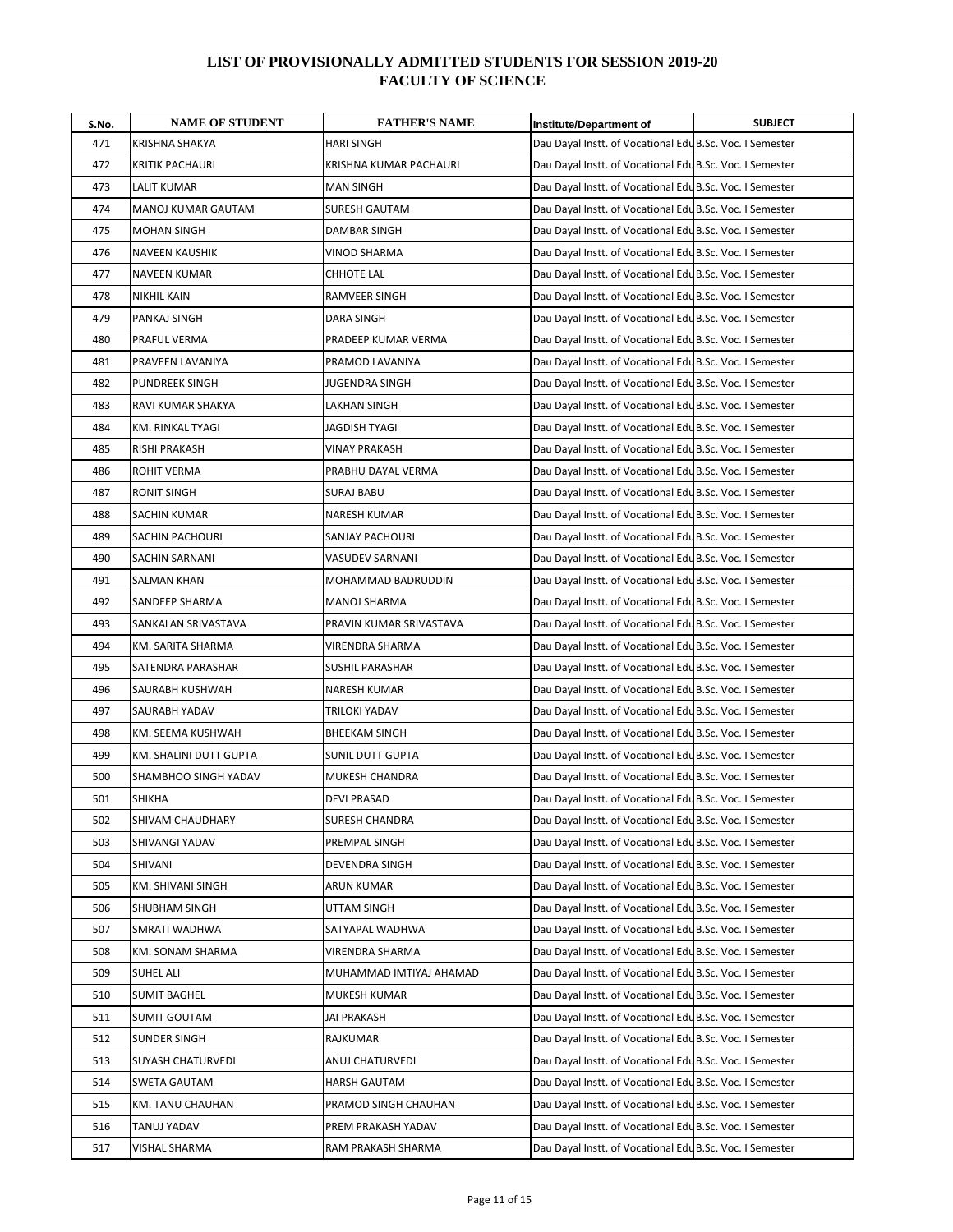## LIST OF PROVISIONALLY ADMITTED STUDENTS FOR SESSION 2019-20
## FACULTY OF SCIENCE

| S.No. | NAME OF STUDENT | FATHER'S NAME | Institute/Department of | SUBJECT |
|---|---|---|---|---|
| 471 | KRISHNA SHAKYA | HARI SINGH | Dau Dayal Instt. of Vocational Edu | B.Sc. Voc. I Semester |
| 472 | KRITIK PACHAURI | KRISHNA KUMAR PACHAURI | Dau Dayal Instt. of Vocational Edu | B.Sc. Voc. I Semester |
| 473 | LALIT KUMAR | MAN SINGH | Dau Dayal Instt. of Vocational Edu | B.Sc. Voc. I Semester |
| 474 | MANOJ KUMAR GAUTAM | SURESH GAUTAM | Dau Dayal Instt. of Vocational Edu | B.Sc. Voc. I Semester |
| 475 | MOHAN SINGH | DAMBAR SINGH | Dau Dayal Instt. of Vocational Edu | B.Sc. Voc. I Semester |
| 476 | NAVEEN KAUSHIK | VINOD SHARMA | Dau Dayal Instt. of Vocational Edu | B.Sc. Voc. I Semester |
| 477 | NAVEEN KUMAR | CHHOTE LAL | Dau Dayal Instt. of Vocational Edu | B.Sc. Voc. I Semester |
| 478 | NIKHIL KAIN | RAMVEER SINGH | Dau Dayal Instt. of Vocational Edu | B.Sc. Voc. I Semester |
| 479 | PANKAJ SINGH | DARA SINGH | Dau Dayal Instt. of Vocational Edu | B.Sc. Voc. I Semester |
| 480 | PRAFUL VERMA | PRADEEP KUMAR VERMA | Dau Dayal Instt. of Vocational Edu | B.Sc. Voc. I Semester |
| 481 | PRAVEEN LAVANIYA | PRAMOD LAVANIYA | Dau Dayal Instt. of Vocational Edu | B.Sc. Voc. I Semester |
| 482 | PUNDREEK SINGH | JUGENDRA SINGH | Dau Dayal Instt. of Vocational Edu | B.Sc. Voc. I Semester |
| 483 | RAVI KUMAR SHAKYA | LAKHAN SINGH | Dau Dayal Instt. of Vocational Edu | B.Sc. Voc. I Semester |
| 484 | KM. RINKAL TYAGI | JAGDISH TYAGI | Dau Dayal Instt. of Vocational Edu | B.Sc. Voc. I Semester |
| 485 | RISHI PRAKASH | VINAY PRAKASH | Dau Dayal Instt. of Vocational Edu | B.Sc. Voc. I Semester |
| 486 | ROHIT VERMA | PRABHU DAYAL VERMA | Dau Dayal Instt. of Vocational Edu | B.Sc. Voc. I Semester |
| 487 | RONIT SINGH | SURAJ BABU | Dau Dayal Instt. of Vocational Edu | B.Sc. Voc. I Semester |
| 488 | SACHIN KUMAR | NARESH KUMAR | Dau Dayal Instt. of Vocational Edu | B.Sc. Voc. I Semester |
| 489 | SACHIN PACHOURI | SANJAY PACHOURI | Dau Dayal Instt. of Vocational Edu | B.Sc. Voc. I Semester |
| 490 | SACHIN SARNANI | VASUDEV SARNANI | Dau Dayal Instt. of Vocational Edu | B.Sc. Voc. I Semester |
| 491 | SALMAN KHAN | MOHAMMAD BADRUDDIN | Dau Dayal Instt. of Vocational Edu | B.Sc. Voc. I Semester |
| 492 | SANDEEP SHARMA | MANOJ SHARMA | Dau Dayal Instt. of Vocational Edu | B.Sc. Voc. I Semester |
| 493 | SANKALAN SRIVASTAVA | PRAVIN KUMAR SRIVASTAVA | Dau Dayal Instt. of Vocational Edu | B.Sc. Voc. I Semester |
| 494 | KM. SARITA SHARMA | VIRENDRA SHARMA | Dau Dayal Instt. of Vocational Edu | B.Sc. Voc. I Semester |
| 495 | SATENDRA PARASHAR | SUSHIL PARASHAR | Dau Dayal Instt. of Vocational Edu | B.Sc. Voc. I Semester |
| 496 | SAURABH KUSHWAH | NARESH KUMAR | Dau Dayal Instt. of Vocational Edu | B.Sc. Voc. I Semester |
| 497 | SAURABH YADAV | TRILOKI YADAV | Dau Dayal Instt. of Vocational Edu | B.Sc. Voc. I Semester |
| 498 | KM. SEEMA KUSHWAH | BHEEKAM SINGH | Dau Dayal Instt. of Vocational Edu | B.Sc. Voc. I Semester |
| 499 | KM. SHALINI DUTT GUPTA | SUNIL DUTT GUPTA | Dau Dayal Instt. of Vocational Edu | B.Sc. Voc. I Semester |
| 500 | SHAMBHOO SINGH YADAV | MUKESH CHANDRA | Dau Dayal Instt. of Vocational Edu | B.Sc. Voc. I Semester |
| 501 | SHIKHA | DEVI PRASAD | Dau Dayal Instt. of Vocational Edu | B.Sc. Voc. I Semester |
| 502 | SHIVAM CHAUDHARY | SURESH CHANDRA | Dau Dayal Instt. of Vocational Edu | B.Sc. Voc. I Semester |
| 503 | SHIVANGI YADAV | PREMPAL SINGH | Dau Dayal Instt. of Vocational Edu | B.Sc. Voc. I Semester |
| 504 | SHIVANI | DEVENDRA SINGH | Dau Dayal Instt. of Vocational Edu | B.Sc. Voc. I Semester |
| 505 | KM. SHIVANI SINGH | ARUN KUMAR | Dau Dayal Instt. of Vocational Edu | B.Sc. Voc. I Semester |
| 506 | SHUBHAM SINGH | UTTAM SINGH | Dau Dayal Instt. of Vocational Edu | B.Sc. Voc. I Semester |
| 507 | SMRATI WADHWA | SATYAPAL WADHWA | Dau Dayal Instt. of Vocational Edu | B.Sc. Voc. I Semester |
| 508 | KM. SONAM SHARMA | VIRENDRA SHARMA | Dau Dayal Instt. of Vocational Edu | B.Sc. Voc. I Semester |
| 509 | SUHEL ALI | MUHAMMAD IMTIYAJ AHAMAD | Dau Dayal Instt. of Vocational Edu | B.Sc. Voc. I Semester |
| 510 | SUMIT BAGHEL | MUKESH KUMAR | Dau Dayal Instt. of Vocational Edu | B.Sc. Voc. I Semester |
| 511 | SUMIT GOUTAM | JAI PRAKASH | Dau Dayal Instt. of Vocational Edu | B.Sc. Voc. I Semester |
| 512 | SUNDER SINGH | RAJKUMAR | Dau Dayal Instt. of Vocational Edu | B.Sc. Voc. I Semester |
| 513 | SUYASH CHATURVEDI | ANUJ CHATURVEDI | Dau Dayal Instt. of Vocational Edu | B.Sc. Voc. I Semester |
| 514 | SWETA GAUTAM | HARSH GAUTAM | Dau Dayal Instt. of Vocational Edu | B.Sc. Voc. I Semester |
| 515 | KM. TANU CHAUHAN | PRAMOD SINGH CHAUHAN | Dau Dayal Instt. of Vocational Edu | B.Sc. Voc. I Semester |
| 516 | TANUJ YADAV | PREM PRAKASH YADAV | Dau Dayal Instt. of Vocational Edu | B.Sc. Voc. I Semester |
| 517 | VISHAL SHARMA | RAM PRAKASH SHARMA | Dau Dayal Instt. of Vocational Edu | B.Sc. Voc. I Semester |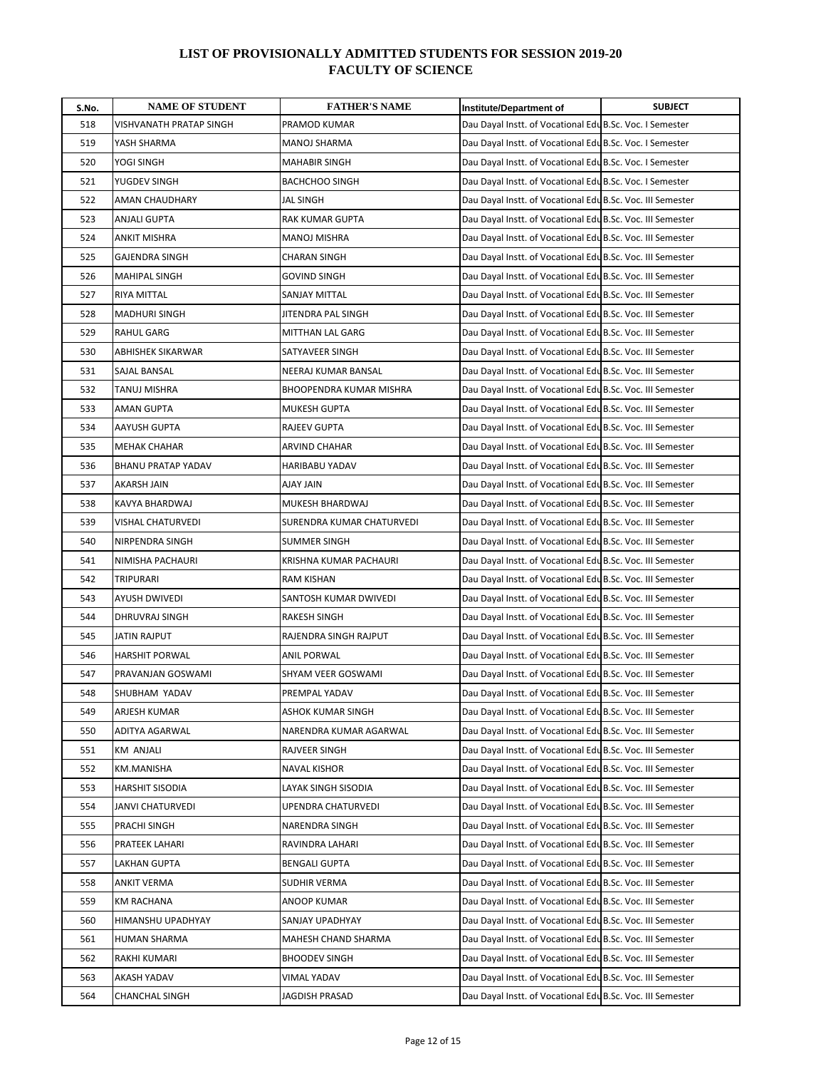## LIST OF PROVISIONALLY ADMITTED STUDENTS FOR SESSION 2019-20
## FACULTY OF SCIENCE

| S.No. | NAME OF STUDENT | FATHER'S NAME | Institute/Department of | SUBJECT |
|---|---|---|---|---|
| 518 | VISHVANATH PRATAP SINGH | PRAMOD KUMAR | Dau Dayal Instt. of Vocational Edu | B.Sc. Voc. I Semester |
| 519 | YASH SHARMA | MANOJ SHARMA | Dau Dayal Instt. of Vocational Edu | B.Sc. Voc. I Semester |
| 520 | YOGI SINGH | MAHABIR SINGH | Dau Dayal Instt. of Vocational Edu | B.Sc. Voc. I Semester |
| 521 | YUGDEV SINGH | BACHCHOO SINGH | Dau Dayal Instt. of Vocational Edu | B.Sc. Voc. I Semester |
| 522 | AMAN CHAUDHARY | JAL SINGH | Dau Dayal Instt. of Vocational Edu | B.Sc. Voc. III Semester |
| 523 | ANJALI GUPTA | RAK KUMAR GUPTA | Dau Dayal Instt. of Vocational Edu | B.Sc. Voc. III Semester |
| 524 | ANKIT MISHRA | MANOJ MISHRA | Dau Dayal Instt. of Vocational Edu | B.Sc. Voc. III Semester |
| 525 | GAJENDRA SINGH | CHARAN SINGH | Dau Dayal Instt. of Vocational Edu | B.Sc. Voc. III Semester |
| 526 | MAHIPAL SINGH | GOVIND SINGH | Dau Dayal Instt. of Vocational Edu | B.Sc. Voc. III Semester |
| 527 | RIYA MITTAL | SANJAY MITTAL | Dau Dayal Instt. of Vocational Edu | B.Sc. Voc. III Semester |
| 528 | MADHURI SINGH | JITENDRA PAL SINGH | Dau Dayal Instt. of Vocational Edu | B.Sc. Voc. III Semester |
| 529 | RAHUL GARG | MITTHAN LAL GARG | Dau Dayal Instt. of Vocational Edu | B.Sc. Voc. III Semester |
| 530 | ABHISHEK SIKARWAR | SATYAVEER SINGH | Dau Dayal Instt. of Vocational Edu | B.Sc. Voc. III Semester |
| 531 | SAJAL BANSAL | NEERAJ KUMAR BANSAL | Dau Dayal Instt. of Vocational Edu | B.Sc. Voc. III Semester |
| 532 | TANUJ MISHRA | BHOOPENDRA KUMAR MISHRA | Dau Dayal Instt. of Vocational Edu | B.Sc. Voc. III Semester |
| 533 | AMAN GUPTA | MUKESH GUPTA | Dau Dayal Instt. of Vocational Edu | B.Sc. Voc. III Semester |
| 534 | AAYUSH GUPTA | RAJEEV GUPTA | Dau Dayal Instt. of Vocational Edu | B.Sc. Voc. III Semester |
| 535 | MEHAK CHAHAR | ARVIND CHAHAR | Dau Dayal Instt. of Vocational Edu | B.Sc. Voc. III Semester |
| 536 | BHANU PRATAP YADAV | HARIBABU YADAV | Dau Dayal Instt. of Vocational Edu | B.Sc. Voc. III Semester |
| 537 | AKARSH JAIN | AJAY JAIN | Dau Dayal Instt. of Vocational Edu | B.Sc. Voc. III Semester |
| 538 | KAVYA BHARDWAJ | MUKESH BHARDWAJ | Dau Dayal Instt. of Vocational Edu | B.Sc. Voc. III Semester |
| 539 | VISHAL CHATURVEDI | SURENDRA KUMAR CHATURVEDI | Dau Dayal Instt. of Vocational Edu | B.Sc. Voc. III Semester |
| 540 | NIRPENDRA SINGH | SUMMER SINGH | Dau Dayal Instt. of Vocational Edu | B.Sc. Voc. III Semester |
| 541 | NIMISHA PACHAURI | KRISHNA KUMAR PACHAURI | Dau Dayal Instt. of Vocational Edu | B.Sc. Voc. III Semester |
| 542 | TRIPURARI | RAM KISHAN | Dau Dayal Instt. of Vocational Edu | B.Sc. Voc. III Semester |
| 543 | AYUSH DWIVEDI | SANTOSH KUMAR DWIVEDI | Dau Dayal Instt. of Vocational Edu | B.Sc. Voc. III Semester |
| 544 | DHRUVRAJ SINGH | RAKESH SINGH | Dau Dayal Instt. of Vocational Edu | B.Sc. Voc. III Semester |
| 545 | JATIN RAJPUT | RAJENDRA SINGH RAJPUT | Dau Dayal Instt. of Vocational Edu | B.Sc. Voc. III Semester |
| 546 | HARSHIT PORWAL | ANIL PORWAL | Dau Dayal Instt. of Vocational Edu | B.Sc. Voc. III Semester |
| 547 | PRAVANJAN GOSWAMI | SHYAM VEER GOSWAMI | Dau Dayal Instt. of Vocational Edu | B.Sc. Voc. III Semester |
| 548 | SHUBHAM YADAV | PREMPAL YADAV | Dau Dayal Instt. of Vocational Edu | B.Sc. Voc. III Semester |
| 549 | ARJESH KUMAR | ASHOK KUMAR SINGH | Dau Dayal Instt. of Vocational Edu | B.Sc. Voc. III Semester |
| 550 | ADITYA AGARWAL | NARENDRA KUMAR AGARWAL | Dau Dayal Instt. of Vocational Edu | B.Sc. Voc. III Semester |
| 551 | KM ANJALI | RAJVEER SINGH | Dau Dayal Instt. of Vocational Edu | B.Sc. Voc. III Semester |
| 552 | KM.MANISHA | NAVAL KISHOR | Dau Dayal Instt. of Vocational Edu | B.Sc. Voc. III Semester |
| 553 | HARSHIT SISODIA | LAYAK SINGH SISODIA | Dau Dayal Instt. of Vocational Edu | B.Sc. Voc. III Semester |
| 554 | JANVI CHATURVEDI | UPENDRA CHATURVEDI | Dau Dayal Instt. of Vocational Edu | B.Sc. Voc. III Semester |
| 555 | PRACHI SINGH | NARENDRA SINGH | Dau Dayal Instt. of Vocational Edu | B.Sc. Voc. III Semester |
| 556 | PRATEEK LAHARI | RAVINDRA LAHARI | Dau Dayal Instt. of Vocational Edu | B.Sc. Voc. III Semester |
| 557 | LAKHAN GUPTA | BENGALI GUPTA | Dau Dayal Instt. of Vocational Edu | B.Sc. Voc. III Semester |
| 558 | ANKIT VERMA | SUDHIR VERMA | Dau Dayal Instt. of Vocational Edu | B.Sc. Voc. III Semester |
| 559 | KM RACHANA | ANOOP KUMAR | Dau Dayal Instt. of Vocational Edu | B.Sc. Voc. III Semester |
| 560 | HIMANSHU UPADHYAY | SANJAY UPADHYAY | Dau Dayal Instt. of Vocational Edu | B.Sc. Voc. III Semester |
| 561 | HUMAN SHARMA | MAHESH CHAND SHARMA | Dau Dayal Instt. of Vocational Edu | B.Sc. Voc. III Semester |
| 562 | RAKHI KUMARI | BHOODEV SINGH | Dau Dayal Instt. of Vocational Edu | B.Sc. Voc. III Semester |
| 563 | AKASH YADAV | VIMAL YADAV | Dau Dayal Instt. of Vocational Edu | B.Sc. Voc. III Semester |
| 564 | CHANCHAL SINGH | JAGDISH PRASAD | Dau Dayal Instt. of Vocational Edu | B.Sc. Voc. III Semester |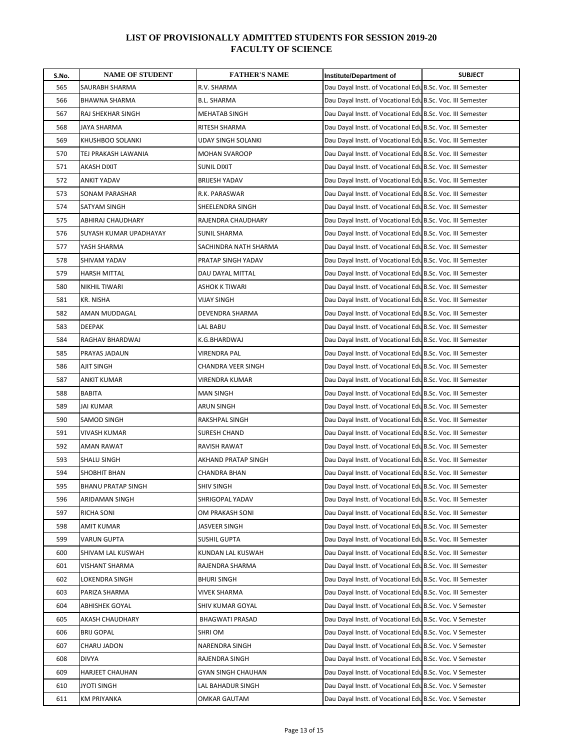# LIST OF PROVISIONALLY ADMITTED STUDENTS FOR SESSION 2019-20
## FACULTY OF SCIENCE

| S.No. | NAME OF STUDENT | FATHER'S NAME | Institute/Department of | SUBJECT |
|---|---|---|---|---|
| 565 | SAURABH SHARMA | R.V. SHARMA | Dau Dayal Instt. of Vocational Edu | B.Sc. Voc. III Semester |
| 566 | BHAWNA SHARMA | B.L. SHARMA | Dau Dayal Instt. of Vocational Edu | B.Sc. Voc. III Semester |
| 567 | RAJ SHEKHAR SINGH | MEHATAB SINGH | Dau Dayal Instt. of Vocational Edu | B.Sc. Voc. III Semester |
| 568 | JAYA SHARMA | RITESH SHARMA | Dau Dayal Instt. of Vocational Edu | B.Sc. Voc. III Semester |
| 569 | KHUSHBOO SOLANKI | UDAY SINGH SOLANKI | Dau Dayal Instt. of Vocational Edu | B.Sc. Voc. III Semester |
| 570 | TEJ PRAKASH LAWANIA | MOHAN SVAROOP | Dau Dayal Instt. of Vocational Edu | B.Sc. Voc. III Semester |
| 571 | AKASH DIXIT | SUNIL DIXIT | Dau Dayal Instt. of Vocational Edu | B.Sc. Voc. III Semester |
| 572 | ANKIT YADAV | BRIJESH YADAV | Dau Dayal Instt. of Vocational Edu | B.Sc. Voc. III Semester |
| 573 | SONAM PARASHAR | R.K. PARASWAR | Dau Dayal Instt. of Vocational Edu | B.Sc. Voc. III Semester |
| 574 | SATYAM SINGH | SHEELENDRA SINGH | Dau Dayal Instt. of Vocational Edu | B.Sc. Voc. III Semester |
| 575 | ABHIRAJ CHAUDHARY | RAJENDRA CHAUDHARY | Dau Dayal Instt. of Vocational Edu | B.Sc. Voc. III Semester |
| 576 | SUYASH KUMAR UPADHAYAY | SUNIL SHARMA | Dau Dayal Instt. of Vocational Edu | B.Sc. Voc. III Semester |
| 577 | YASH SHARMA | SACHINDRA NATH SHARMA | Dau Dayal Instt. of Vocational Edu | B.Sc. Voc. III Semester |
| 578 | SHIVAM YADAV | PRATAP SINGH YADAV | Dau Dayal Instt. of Vocational Edu | B.Sc. Voc. III Semester |
| 579 | HARSH MITTAL | DAU DAYAL MITTAL | Dau Dayal Instt. of Vocational Edu | B.Sc. Voc. III Semester |
| 580 | NIKHIL TIWARI | ASHOK K TIWARI | Dau Dayal Instt. of Vocational Edu | B.Sc. Voc. III Semester |
| 581 | KR. NISHA | VIJAY SINGH | Dau Dayal Instt. of Vocational Edu | B.Sc. Voc. III Semester |
| 582 | AMAN MUDDAGAL | DEVENDRA SHARMA | Dau Dayal Instt. of Vocational Edu | B.Sc. Voc. III Semester |
| 583 | DEEPAK | LAL BABU | Dau Dayal Instt. of Vocational Edu | B.Sc. Voc. III Semester |
| 584 | RAGHAV BHARDWAJ | K.G.BHARDWAJ | Dau Dayal Instt. of Vocational Edu | B.Sc. Voc. III Semester |
| 585 | PRAYAS JADAUN | VIRENDRA PAL | Dau Dayal Instt. of Vocational Edu | B.Sc. Voc. III Semester |
| 586 | AJIT SINGH | CHANDRA VEER SINGH | Dau Dayal Instt. of Vocational Edu | B.Sc. Voc. III Semester |
| 587 | ANKIT KUMAR | VIRENDRA KUMAR | Dau Dayal Instt. of Vocational Edu | B.Sc. Voc. III Semester |
| 588 | BABITA | MAN SINGH | Dau Dayal Instt. of Vocational Edu | B.Sc. Voc. III Semester |
| 589 | JAI KUMAR | ARUN SINGH | Dau Dayal Instt. of Vocational Edu | B.Sc. Voc. III Semester |
| 590 | SAMOD SINGH | RAKSHPAL SINGH | Dau Dayal Instt. of Vocational Edu | B.Sc. Voc. III Semester |
| 591 | VIVASH KUMAR | SURESH CHAND | Dau Dayal Instt. of Vocational Edu | B.Sc. Voc. III Semester |
| 592 | AMAN RAWAT | RAVISH RAWAT | Dau Dayal Instt. of Vocational Edu | B.Sc. Voc. III Semester |
| 593 | SHALU SINGH | AKHAND PRATAP SINGH | Dau Dayal Instt. of Vocational Edu | B.Sc. Voc. III Semester |
| 594 | SHOBHIT BHAN | CHANDRA BHAN | Dau Dayal Instt. of Vocational Edu | B.Sc. Voc. III Semester |
| 595 | BHANU PRATAP SINGH | SHIV SINGH | Dau Dayal Instt. of Vocational Edu | B.Sc. Voc. III Semester |
| 596 | ARIDAMAN SINGH | SHRIGOPAL YADAV | Dau Dayal Instt. of Vocational Edu | B.Sc. Voc. III Semester |
| 597 | RICHA SONI | OM PRAKASH SONI | Dau Dayal Instt. of Vocational Edu | B.Sc. Voc. III Semester |
| 598 | AMIT KUMAR | JASVEER SINGH | Dau Dayal Instt. of Vocational Edu | B.Sc. Voc. III Semester |
| 599 | VARUN GUPTA | SUSHIL GUPTA | Dau Dayal Instt. of Vocational Edu | B.Sc. Voc. III Semester |
| 600 | SHIVAM LAL KUSWAH | KUNDAN LAL KUSWAH | Dau Dayal Instt. of Vocational Edu | B.Sc. Voc. III Semester |
| 601 | VISHANT SHARMA | RAJENDRA SHARMA | Dau Dayal Instt. of Vocational Edu | B.Sc. Voc. III Semester |
| 602 | LOKENDRA SINGH | BHURI SINGH | Dau Dayal Instt. of Vocational Edu | B.Sc. Voc. III Semester |
| 603 | PARIZA SHARMA | VIVEK SHARMA | Dau Dayal Instt. of Vocational Edu | B.Sc. Voc. III Semester |
| 604 | ABHISHEK GOYAL | SHIV KUMAR GOYAL | Dau Dayal Instt. of Vocational Edu | B.Sc. Voc. V Semester |
| 605 | AKASH CHAUDHARY | BHAGWATI PRASAD | Dau Dayal Instt. of Vocational Edu | B.Sc. Voc. V Semester |
| 606 | BRIJ GOPAL | SHRI OM | Dau Dayal Instt. of Vocational Edu | B.Sc. Voc. V Semester |
| 607 | CHARU JADON | NARENDRA SINGH | Dau Dayal Instt. of Vocational Edu | B.Sc. Voc. V Semester |
| 608 | DIVYA | RAJENDRA SINGH | Dau Dayal Instt. of Vocational Edu | B.Sc. Voc. V Semester |
| 609 | HARJEET CHAUHAN | GYAN SINGH CHAUHAN | Dau Dayal Instt. of Vocational Edu | B.Sc. Voc. V Semester |
| 610 | JYOTI SINGH | LAL BAHADUR SINGH | Dau Dayal Instt. of Vocational Edu | B.Sc. Voc. V Semester |
| 611 | KM PRIYANKA | OMKAR GAUTAM | Dau Dayal Instt. of Vocational Edu | B.Sc. Voc. V Semester |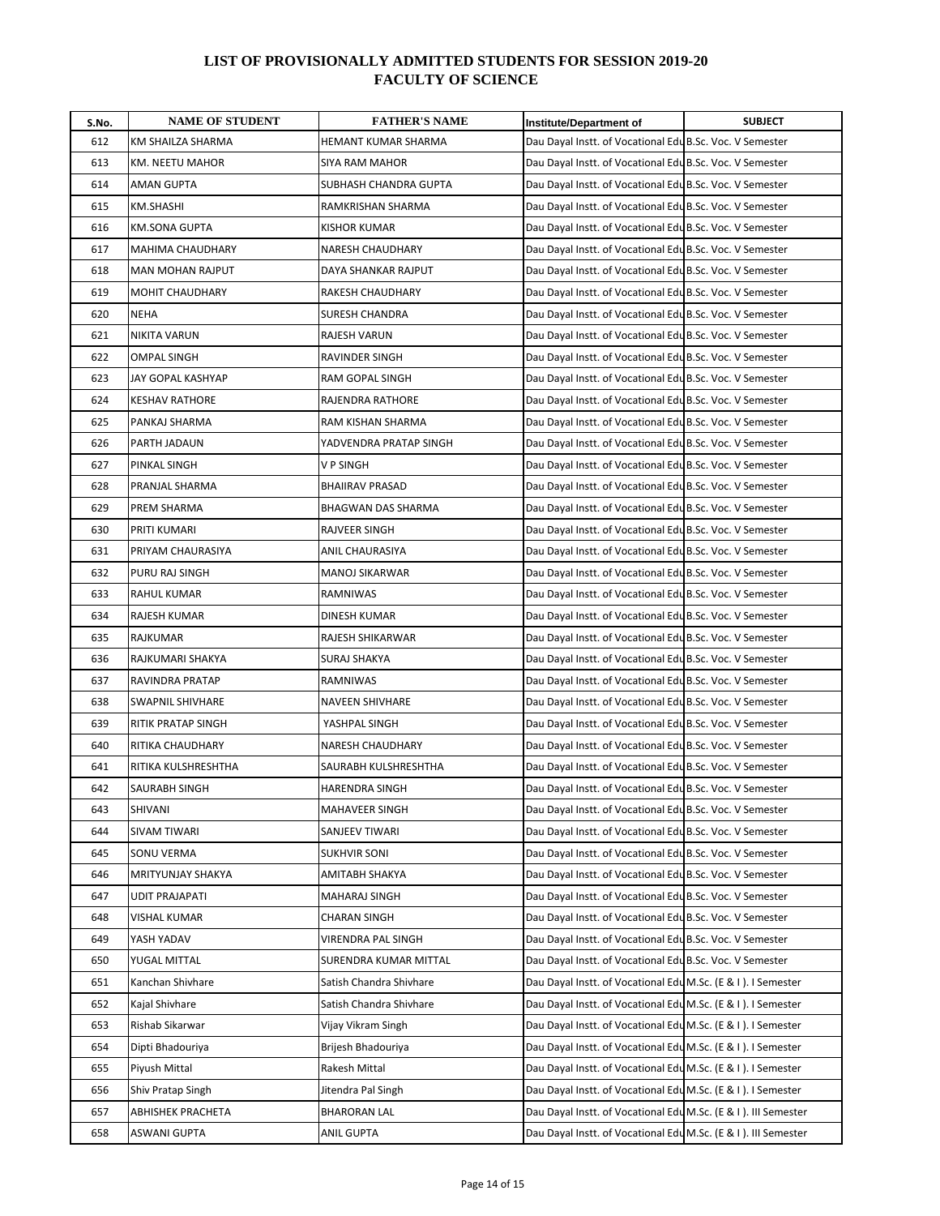# LIST OF PROVISIONALLY ADMITTED STUDENTS FOR SESSION 2019-20
## FACULTY OF SCIENCE

| S.No. | NAME OF STUDENT | FATHER'S NAME | Institute/Department of | SUBJECT |
|---|---|---|---|---|
| 612 | KM SHAILZA SHARMA | HEMANT KUMAR SHARMA | Dau Dayal Instt. of Vocational Edu | B.Sc. Voc. V Semester |
| 613 | KM. NEETU MAHOR | SIYA RAM MAHOR | Dau Dayal Instt. of Vocational Edu | B.Sc. Voc. V Semester |
| 614 | AMAN GUPTA | SUBHASH CHANDRA GUPTA | Dau Dayal Instt. of Vocational Edu | B.Sc. Voc. V Semester |
| 615 | KM.SHASHI | RAMKRISHAN SHARMA | Dau Dayal Instt. of Vocational Edu | B.Sc. Voc. V Semester |
| 616 | KM.SONA GUPTA | KISHOR KUMAR | Dau Dayal Instt. of Vocational Edu | B.Sc. Voc. V Semester |
| 617 | MAHIMA CHAUDHARY | NARESH CHAUDHARY | Dau Dayal Instt. of Vocational Edu | B.Sc. Voc. V Semester |
| 618 | MAN MOHAN RAJPUT | DAYA SHANKAR RAJPUT | Dau Dayal Instt. of Vocational Edu | B.Sc. Voc. V Semester |
| 619 | MOHIT CHAUDHARY | RAKESH CHAUDHARY | Dau Dayal Instt. of Vocational Edu | B.Sc. Voc. V Semester |
| 620 | NEHA | SURESH CHANDRA | Dau Dayal Instt. of Vocational Edu | B.Sc. Voc. V Semester |
| 621 | NIKITA VARUN | RAJESH VARUN | Dau Dayal Instt. of Vocational Edu | B.Sc. Voc. V Semester |
| 622 | OMPAL SINGH | RAVINDER SINGH | Dau Dayal Instt. of Vocational Edu | B.Sc. Voc. V Semester |
| 623 | JAY GOPAL KASHYAP | RAM GOPAL SINGH | Dau Dayal Instt. of Vocational Edu | B.Sc. Voc. V Semester |
| 624 | KESHAV RATHORE | RAJENDRA RATHORE | Dau Dayal Instt. of Vocational Edu | B.Sc. Voc. V Semester |
| 625 | PANKAJ SHARMA | RAM KISHAN SHARMA | Dau Dayal Instt. of Vocational Edu | B.Sc. Voc. V Semester |
| 626 | PARTH JADAUN | YADVENDRA PRATAP SINGH | Dau Dayal Instt. of Vocational Edu | B.Sc. Voc. V Semester |
| 627 | PINKAL SINGH | V P SINGH | Dau Dayal Instt. of Vocational Edu | B.Sc. Voc. V Semester |
| 628 | PRANJAL SHARMA | BHAIIRAV PRASAD | Dau Dayal Instt. of Vocational Edu | B.Sc. Voc. V Semester |
| 629 | PREM SHARMA | BHAGWAN DAS SHARMA | Dau Dayal Instt. of Vocational Edu | B.Sc. Voc. V Semester |
| 630 | PRITI KUMARI | RAJVEER SINGH | Dau Dayal Instt. of Vocational Edu | B.Sc. Voc. V Semester |
| 631 | PRIYAM CHAURASIYA | ANIL CHAURASIYA | Dau Dayal Instt. of Vocational Edu | B.Sc. Voc. V Semester |
| 632 | PURU RAJ SINGH | MANOJ SIKARWAR | Dau Dayal Instt. of Vocational Edu | B.Sc. Voc. V Semester |
| 633 | RAHUL KUMAR | RAMNIWAS | Dau Dayal Instt. of Vocational Edu | B.Sc. Voc. V Semester |
| 634 | RAJESH KUMAR | DINESH KUMAR | Dau Dayal Instt. of Vocational Edu | B.Sc. Voc. V Semester |
| 635 | RAJKUMAR | RAJESH SHIKARWAR | Dau Dayal Instt. of Vocational Edu | B.Sc. Voc. V Semester |
| 636 | RAJKUMARI SHAKYA | SURAJ SHAKYA | Dau Dayal Instt. of Vocational Edu | B.Sc. Voc. V Semester |
| 637 | RAVINDRA PRATAP | RAMNIWAS | Dau Dayal Instt. of Vocational Edu | B.Sc. Voc. V Semester |
| 638 | SWAPNIL SHIVHARE | NAVEEN SHIVHARE | Dau Dayal Instt. of Vocational Edu | B.Sc. Voc. V Semester |
| 639 | RITIK PRATAP SINGH | YASHPAL SINGH | Dau Dayal Instt. of Vocational Edu | B.Sc. Voc. V Semester |
| 640 | RITIKA CHAUDHARY | NARESH CHAUDHARY | Dau Dayal Instt. of Vocational Edu | B.Sc. Voc. V Semester |
| 641 | RITIKA KULSHRESHTHA | SAURABH KULSHRESHTHA | Dau Dayal Instt. of Vocational Edu | B.Sc. Voc. V Semester |
| 642 | SAURABH SINGH | HARENDRA SINGH | Dau Dayal Instt. of Vocational Edu | B.Sc. Voc. V Semester |
| 643 | SHIVANI | MAHAVEER SINGH | Dau Dayal Instt. of Vocational Edu | B.Sc. Voc. V Semester |
| 644 | SIVAM TIWARI | SANJEEV TIWARI | Dau Dayal Instt. of Vocational Edu | B.Sc. Voc. V Semester |
| 645 | SONU VERMA | SUKHVIR SONI | Dau Dayal Instt. of Vocational Edu | B.Sc. Voc. V Semester |
| 646 | MRITYUNJAY SHAKYA | AMITABH SHAKYA | Dau Dayal Instt. of Vocational Edu | B.Sc. Voc. V Semester |
| 647 | UDIT PRAJAPATI | MAHARAJ SINGH | Dau Dayal Instt. of Vocational Edu | B.Sc. Voc. V Semester |
| 648 | VISHAL KUMAR | CHARAN SINGH | Dau Dayal Instt. of Vocational Edu | B.Sc. Voc. V Semester |
| 649 | YASH YADAV | VIRENDRA PAL SINGH | Dau Dayal Instt. of Vocational Edu | B.Sc. Voc. V Semester |
| 650 | YUGAL MITTAL | SURENDRA KUMAR MITTAL | Dau Dayal Instt. of Vocational Edu | B.Sc. Voc. V Semester |
| 651 | Kanchan Shivhare | Satish Chandra Shivhare | Dau Dayal Instt. of Vocational Edu | M.Sc. (E & I ). I Semester |
| 652 | Kajal Shivhare | Satish Chandra Shivhare | Dau Dayal Instt. of Vocational Edu | M.Sc. (E & I ). I Semester |
| 653 | Rishab Sikarwar | Vijay Vikram Singh | Dau Dayal Instt. of Vocational Edu | M.Sc. (E & I ). I Semester |
| 654 | Dipti Bhadouriya | Brijesh Bhadouriya | Dau Dayal Instt. of Vocational Edu | M.Sc. (E & I ). I Semester |
| 655 | Piyush Mittal | Rakesh Mittal | Dau Dayal Instt. of Vocational Edu | M.Sc. (E & I ). I Semester |
| 656 | Shiv Pratap Singh | Jitendra Pal Singh | Dau Dayal Instt. of Vocational Edu | M.Sc. (E & I ). I Semester |
| 657 | ABHISHEK PRACHETA | BHARORAN LAL | Dau Dayal Instt. of Vocational Edu | M.Sc. (E & I ). III Semester |
| 658 | ASWANI GUPTA | ANIL GUPTA | Dau Dayal Instt. of Vocational Edu | M.Sc. (E & I ). III Semester |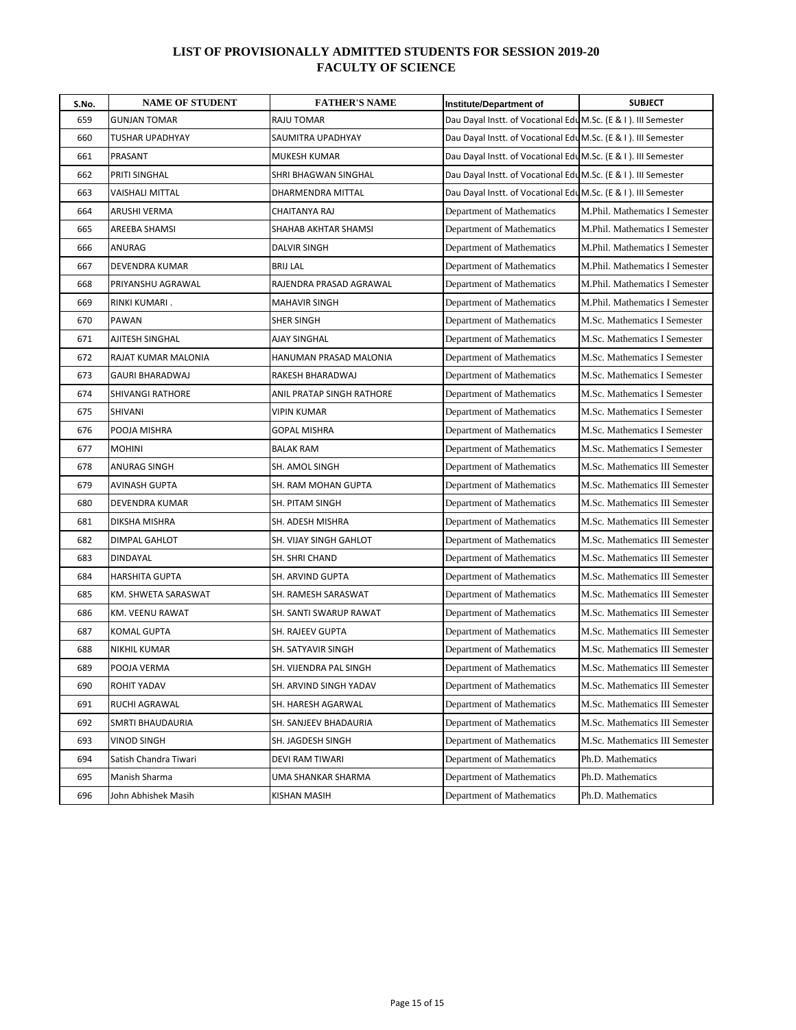# LIST OF PROVISIONALLY ADMITTED STUDENTS FOR SESSION 2019-20
## FACULTY OF SCIENCE

| S.No. | NAME OF STUDENT | FATHER'S NAME | Institute/Department of | SUBJECT |
|---|---|---|---|---|
| 659 | GUNJAN TOMAR | RAJU TOMAR | Dau Dayal Instt. of Vocational Edu | M.Sc. (E & I ). III Semester |
| 660 | TUSHAR UPADHYAY | SAUMITRA UPADHYAY | Dau Dayal Instt. of Vocational Edu | M.Sc. (E & I ). III Semester |
| 661 | PRASANT | MUKESH KUMAR | Dau Dayal Instt. of Vocational Edu | M.Sc. (E & I ). III Semester |
| 662 | PRITI SINGHAL | SHRI BHAGWAN SINGHAL | Dau Dayal Instt. of Vocational Edu | M.Sc. (E & I ). III Semester |
| 663 | VAISHALI MITTAL | DHARMENDRA MITTAL | Dau Dayal Instt. of Vocational Edu | M.Sc. (E & I ). III Semester |
| 664 | ARUSHI VERMA | CHAITANYA RAJ | Department of Mathematics | M.Phil. Mathematics I Semester |
| 665 | AREEBA SHAMSI | SHAHAB AKHTAR SHAMSI | Department of Mathematics | M.Phil. Mathematics I Semester |
| 666 | ANURAG | DALVIR SINGH | Department of Mathematics | M.Phil. Mathematics I Semester |
| 667 | DEVENDRA KUMAR | BRIJ LAL | Department of Mathematics | M.Phil. Mathematics I Semester |
| 668 | PRIYANSHU AGRAWAL | RAJENDRA PRASAD AGRAWAL | Department of Mathematics | M.Phil. Mathematics I Semester |
| 669 | RINKI KUMARI . | MAHAVIR SINGH | Department of Mathematics | M.Phil. Mathematics I Semester |
| 670 | PAWAN | SHER SINGH | Department of Mathematics | M.Sc. Mathematics I Semester |
| 671 | AJITESH SINGHAL | AJAY SINGHAL | Department of Mathematics | M.Sc. Mathematics I Semester |
| 672 | RAJAT KUMAR MALONIA | HANUMAN PRASAD MALONIA | Department of Mathematics | M.Sc. Mathematics I Semester |
| 673 | GAURI BHARADWAJ | RAKESH BHARADWAJ | Department of Mathematics | M.Sc. Mathematics I Semester |
| 674 | SHIVANGI RATHORE | ANIL PRATAP SINGH RATHORE | Department of Mathematics | M.Sc. Mathematics I Semester |
| 675 | SHIVANI | VIPIN KUMAR | Department of Mathematics | M.Sc. Mathematics I Semester |
| 676 | POOJA MISHRA | GOPAL MISHRA | Department of Mathematics | M.Sc. Mathematics I Semester |
| 677 | MOHINI | BALAK RAM | Department of Mathematics | M.Sc. Mathematics I Semester |
| 678 | ANURAG SINGH | SH. AMOL SINGH | Department of Mathematics | M.Sc. Mathematics III Semester |
| 679 | AVINASH GUPTA | SH. RAM MOHAN GUPTA | Department of Mathematics | M.Sc. Mathematics III Semester |
| 680 | DEVENDRA KUMAR | SH. PITAM SINGH | Department of Mathematics | M.Sc. Mathematics III Semester |
| 681 | DIKSHA MISHRA | SH. ADESH MISHRA | Department of Mathematics | M.Sc. Mathematics III Semester |
| 682 | DIMPAL GAHLOT | SH. VIJAY SINGH GAHLOT | Department of Mathematics | M.Sc. Mathematics III Semester |
| 683 | DINDAYAL | SH. SHRI CHAND | Department of Mathematics | M.Sc. Mathematics III Semester |
| 684 | HARSHITA GUPTA | SH. ARVIND GUPTA | Department of Mathematics | M.Sc. Mathematics III Semester |
| 685 | KM. SHWETA SARASWAT | SH. RAMESH SARASWAT | Department of Mathematics | M.Sc. Mathematics III Semester |
| 686 | KM. VEENU RAWAT | SH. SANTI SWARUP RAWAT | Department of Mathematics | M.Sc. Mathematics III Semester |
| 687 | KOMAL GUPTA | SH. RAJEEV GUPTA | Department of Mathematics | M.Sc. Mathematics III Semester |
| 688 | NIKHIL KUMAR | SH. SATYAVIR SINGH | Department of Mathematics | M.Sc. Mathematics III Semester |
| 689 | POOJA VERMA | SH. VIJENDRA PAL SINGH | Department of Mathematics | M.Sc. Mathematics III Semester |
| 690 | ROHIT YADAV | SH. ARVIND SINGH YADAV | Department of Mathematics | M.Sc. Mathematics III Semester |
| 691 | RUCHI AGRAWAL | SH. HARESH AGARWAL | Department of Mathematics | M.Sc. Mathematics III Semester |
| 692 | SMRTI BHAUDAURIA | SH. SANJEEV BHADAURIA | Department of Mathematics | M.Sc. Mathematics III Semester |
| 693 | VINOD SINGH | SH. JAGDESH SINGH | Department of Mathematics | M.Sc. Mathematics III Semester |
| 694 | Satish Chandra Tiwari | DEVI RAM TIWARI | Department of Mathematics | Ph.D. Mathematics |
| 695 | Manish Sharma | UMA SHANKAR SHARMA | Department of Mathematics | Ph.D. Mathematics |
| 696 | John Abhishek Masih | KISHAN MASIH | Department of Mathematics | Ph.D. Mathematics |